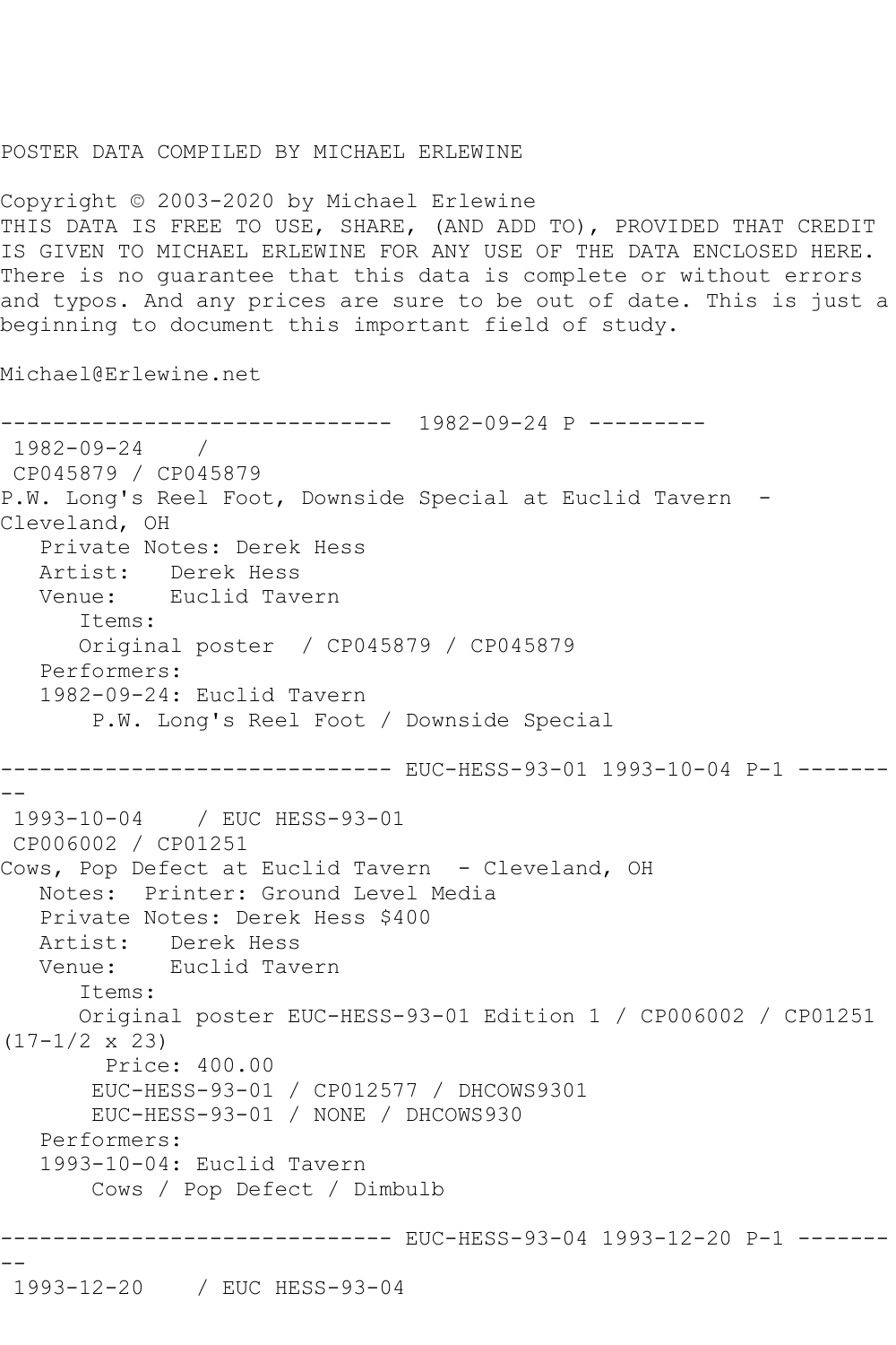POSTER DATA COMPILED BY MICHAEL ERLEWINE

Copyright © 2003-2020 by Michael Erlewine
THIS DATA IS FREE TO USE, SHARE, (AND ADD TO), PROVIDED THAT CREDIT IS GIVEN TO MICHAEL ERLEWINE FOR ANY USE OF THE DATA ENCLOSED HERE. There is no guarantee that this data is complete or without errors and typos. And any prices are sure to be out of date. This is just a beginning to document this important field of study.

Michael@Erlewine.net

```
------------------------------  1982-09-24 P ---------
 1982-09-24    /
 CP045879 / CP045879
P.W. Long's Reel Foot, Downside Special at Euclid Tavern  - 
Cleveland, OH
   Private Notes: Derek Hess
   Artist:   Derek Hess
   Venue:    Euclid Tavern
      Items:
      Original poster  / CP045879 / CP045879
   Performers:
   1982-09-24: Euclid Tavern
       P.W. Long's Reel Foot / Downside Special

------------------------------ EUC-HESS-93-01 1993-10-04 P-1 -------
--
 1993-10-04    / EUC HESS-93-01
 CP006002 / CP01251
Cows, Pop Defect at Euclid Tavern  - Cleveland, OH
   Notes:  Printer: Ground Level Media
   Private Notes: Derek Hess $400
   Artist:   Derek Hess
   Venue:    Euclid Tavern
      Items:
      Original poster EUC-HESS-93-01 Edition 1 / CP006002 / CP01251 
(17-1/2 x 23)
        Price: 400.00
       EUC-HESS-93-01 / CP012577 / DHCOWS9301
       EUC-HESS-93-01 / NONE / DHCOWS930
   Performers:
   1993-10-04: Euclid Tavern
       Cows / Pop Defect / Dimbulb

------------------------------ EUC-HESS-93-04 1993-12-20 P-1 -------
--
 1993-12-20    / EUC HESS-93-04
```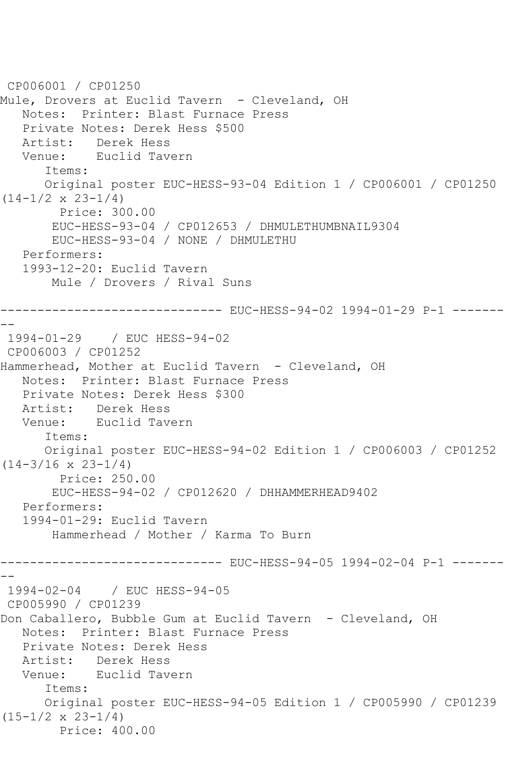```
 CP006001 / CP01250
Mule, Drovers at Euclid Tavern  - Cleveland, OH
   Notes:  Printer: Blast Furnace Press
   Private Notes: Derek Hess $500
   Artist:   Derek Hess
   Venue:    Euclid Tavern
      Items:
      Original poster EUC-HESS-93-04 Edition 1 / CP006001 / CP01250
(14-1/2 x 23-1/4)
        Price: 300.00
       EUC-HESS-93-04 / CP012653 / DHMULETHUMBNAIL9304
       EUC-HESS-93-04 / NONE / DHMULETHU
   Performers:
   1993-12-20: Euclid Tavern
       Mule / Drovers / Rival Suns

------------------------------ EUC-HESS-94-02 1994-01-29 P-1 -------
--
 1994-01-29    / EUC HESS-94-02
 CP006003 / CP01252
Hammerhead, Mother at Euclid Tavern  - Cleveland, OH
   Notes:  Printer: Blast Furnace Press
   Private Notes: Derek Hess $300
   Artist:   Derek Hess
   Venue:    Euclid Tavern
      Items:
      Original poster EUC-HESS-94-02 Edition 1 / CP006003 / CP01252
(14-3/16 x 23-1/4)
        Price: 250.00
       EUC-HESS-94-02 / CP012620 / DHHAMMERHEAD9402
   Performers:
   1994-01-29: Euclid Tavern
       Hammerhead / Mother / Karma To Burn

------------------------------ EUC-HESS-94-05 1994-02-04 P-1 -------
--
 1994-02-04    / EUC HESS-94-05
 CP005990 / CP01239
Don Caballero, Bubble Gum at Euclid Tavern  - Cleveland, OH
   Notes:  Printer: Blast Furnace Press
   Private Notes: Derek Hess
   Artist:   Derek Hess
   Venue:    Euclid Tavern
      Items:
      Original poster EUC-HESS-94-05 Edition 1 / CP005990 / CP01239
(15-1/2 x 23-1/4)
        Price: 400.00
```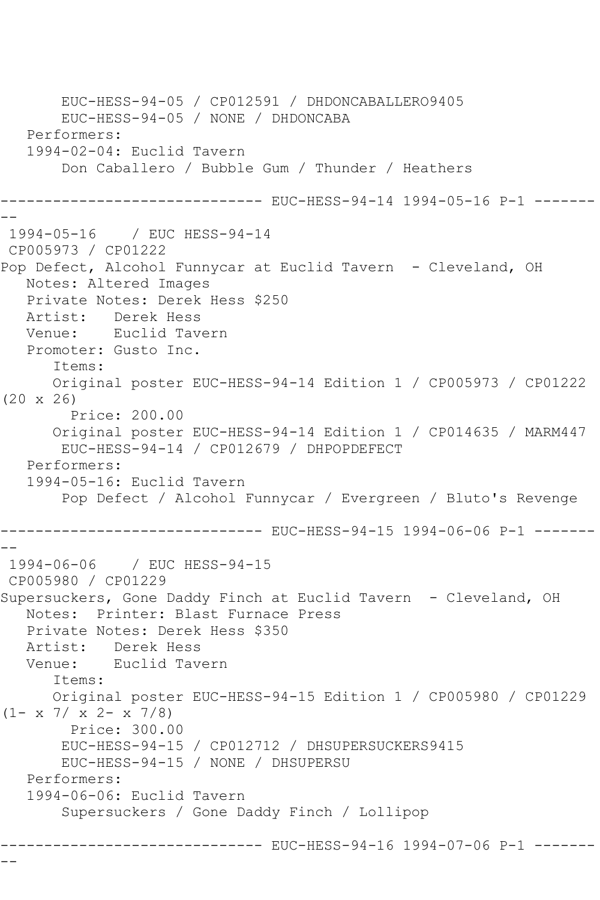```
       EUC-HESS-94-05 / CP012591 / DHDONCABALLERO9405
       EUC-HESS-94-05 / NONE / DHDONCABA
   Performers:
   1994-02-04: Euclid Tavern
       Don Caballero / Bubble Gum / Thunder / Heathers

------------------------------ EUC-HESS-94-14 1994-05-16 P-1 ---------
 1994-05-16    / EUC HESS-94-14
 CP005973 / CP01222
Pop Defect, Alcohol Funnycar at Euclid Tavern  - Cleveland, OH
   Notes: Altered Images
   Private Notes: Derek Hess $250
   Artist:   Derek Hess
   Venue:    Euclid Tavern
   Promoter: Gusto Inc.
      Items:
      Original poster EUC-HESS-94-14 Edition 1 / CP005973 / CP01222
(20 x 26)
        Price: 200.00
      Original poster EUC-HESS-94-14 Edition 1 / CP014635 / MARM447
       EUC-HESS-94-14 / CP012679 / DHPOPDEFECT
   Performers:
   1994-05-16: Euclid Tavern
       Pop Defect / Alcohol Funnycar / Evergreen / Bluto's Revenge

------------------------------ EUC-HESS-94-15 1994-06-06 P-1 ---------
 1994-06-06    / EUC HESS-94-15
 CP005980 / CP01229
Supersuckers, Gone Daddy Finch at Euclid Tavern  - Cleveland, OH
   Notes:  Printer: Blast Furnace Press
   Private Notes: Derek Hess $350
   Artist:   Derek Hess
   Venue:    Euclid Tavern
      Items:
      Original poster EUC-HESS-94-15 Edition 1 / CP005980 / CP01229
(1- x 7/ x 2- x 7/8)
        Price: 300.00
       EUC-HESS-94-15 / CP012712 / DHSUPERSUCKERS9415
       EUC-HESS-94-15 / NONE / DHSUPERSU
   Performers:
   1994-06-06: Euclid Tavern
       Supersuckers / Gone Daddy Finch / Lollipop

------------------------------ EUC-HESS-94-16 1994-07-06 P-1 ---------
```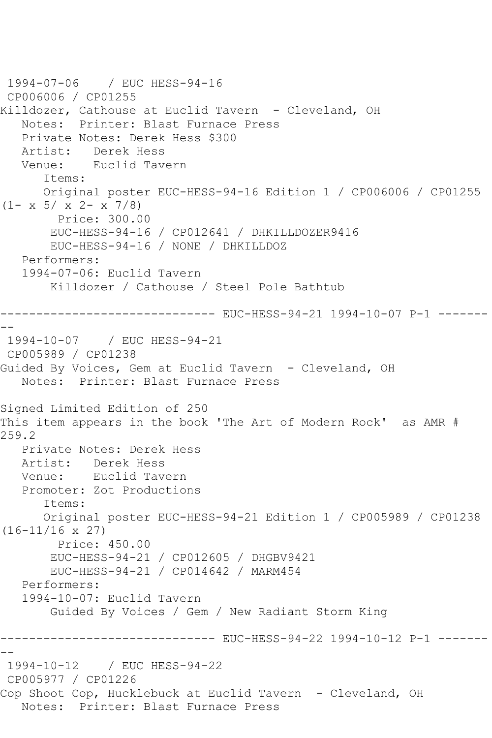1994-07-06 / EUC HESS-94-16
CP006006 / CP01255
Killdozer, Cathouse at Euclid Tavern - Cleveland, OH
Notes: Printer: Blast Furnace Press
Private Notes: Derek Hess $300
Artist: Derek Hess
Venue: Euclid Tavern
Items:
Original poster EUC-HESS-94-16 Edition 1 / CP006006 / CP01255 (1- x 5/ x 2- x 7/8)
Price: 300.00
EUC-HESS-94-16 / CP012641 / DHKILLDOZER9416
EUC-HESS-94-16 / NONE / DHKILLDOZ
Performers:
1994-07-06: Euclid Tavern
Killdozer / Cathouse / Steel Pole Bathtub

------------------------------ EUC-HESS-94-21 1994-10-07 P-1 ---------

1994-10-07 / EUC HESS-94-21
CP005989 / CP01238
Guided By Voices, Gem at Euclid Tavern - Cleveland, OH
Notes: Printer: Blast Furnace Press

Signed Limited Edition of 250
This item appears in the book 'The Art of Modern Rock' as AMR # 259.2
Private Notes: Derek Hess
Artist: Derek Hess
Venue: Euclid Tavern
Promoter: Zot Productions
Items:
Original poster EUC-HESS-94-21 Edition 1 / CP005989 / CP01238 (16-11/16 x 27)
Price: 450.00
EUC-HESS-94-21 / CP012605 / DHGBV9421
EUC-HESS-94-21 / CP014642 / MARM454
Performers:
1994-10-07: Euclid Tavern
Guided By Voices / Gem / New Radiant Storm King

------------------------------ EUC-HESS-94-22 1994-10-12 P-1 ---------

1994-10-12 / EUC HESS-94-22
CP005977 / CP01226
Cop Shoot Cop, Hucklebuck at Euclid Tavern - Cleveland, OH
Notes: Printer: Blast Furnace Press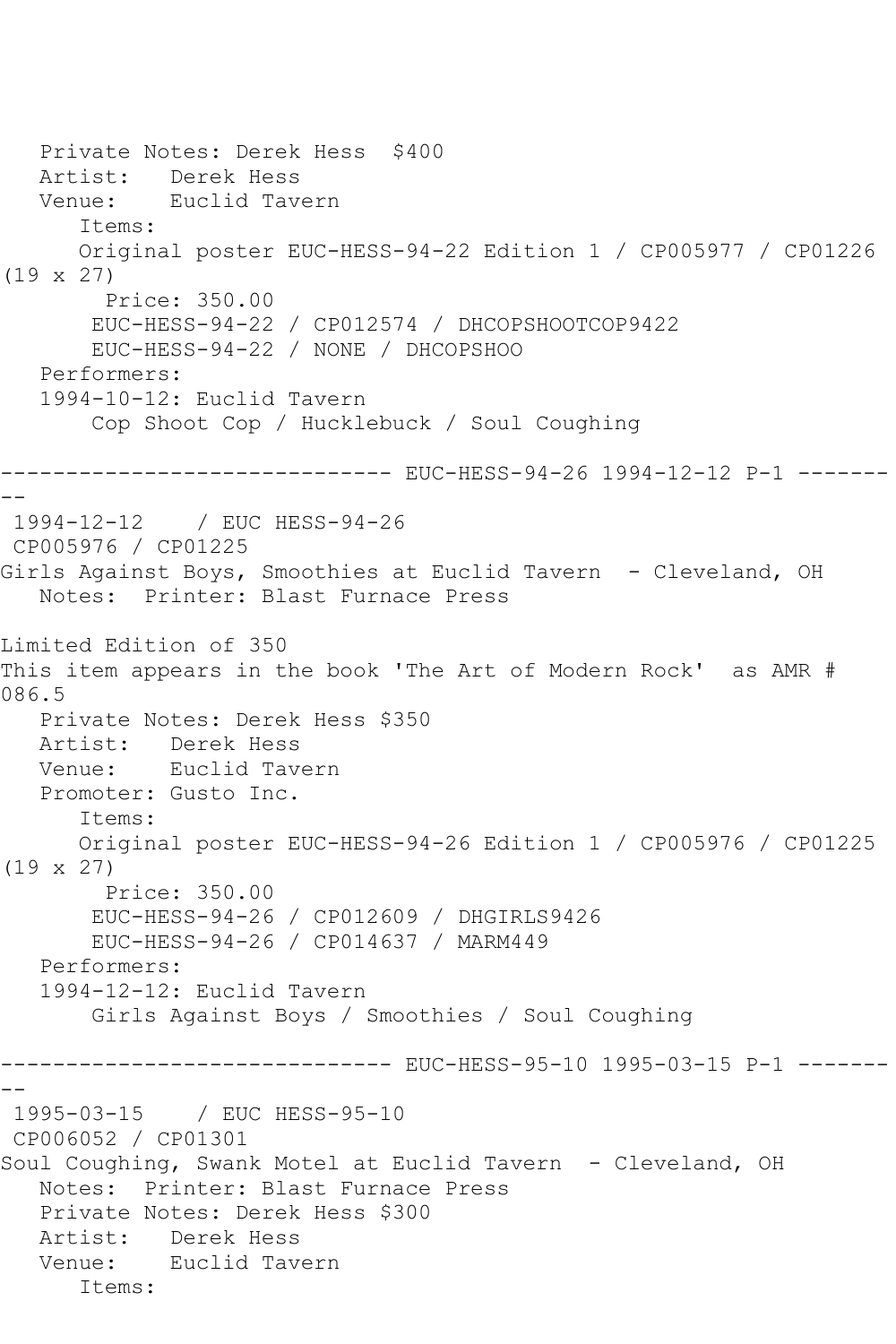Private Notes: Derek Hess  $400
Artist:   Derek Hess
Venue:    Euclid Tavern
Items:
Original poster EUC-HESS-94-22 Edition 1 / CP005977 / CP01226 (19 x 27)
Price: 350.00
EUC-HESS-94-22 / CP012574 / DHCOPSHOOTCOP9422
EUC-HESS-94-22 / NONE / DHCOPSHOO
Performers:
1994-10-12: Euclid Tavern
Cop Shoot Cop / Hucklebuck / Soul Coughing

------------------------------ EUC-HESS-94-26 1994-12-12 P-1 ---------

1994-12-12    / EUC HESS-94-26
CP005976 / CP01225
Girls Against Boys, Smoothies at Euclid Tavern  - Cleveland, OH
Notes:  Printer: Blast Furnace Press

Limited Edition of 350
This item appears in the book 'The Art of Modern Rock'  as AMR # 086.5
Private Notes: Derek Hess $350
Artist:   Derek Hess
Venue:    Euclid Tavern
Promoter: Gusto Inc.
Items:
Original poster EUC-HESS-94-26 Edition 1 / CP005976 / CP01225 (19 x 27)
Price: 350.00
EUC-HESS-94-26 / CP012609 / DHGIRLS9426
EUC-HESS-94-26 / CP014637 / MARM449
Performers:
1994-12-12: Euclid Tavern
Girls Against Boys / Smoothies / Soul Coughing

------------------------------ EUC-HESS-95-10 1995-03-15 P-1 ---------

1995-03-15    / EUC HESS-95-10
CP006052 / CP01301
Soul Coughing, Swank Motel at Euclid Tavern  - Cleveland, OH
Notes:  Printer: Blast Furnace Press
Private Notes: Derek Hess $300
Artist:   Derek Hess
Venue:    Euclid Tavern
Items: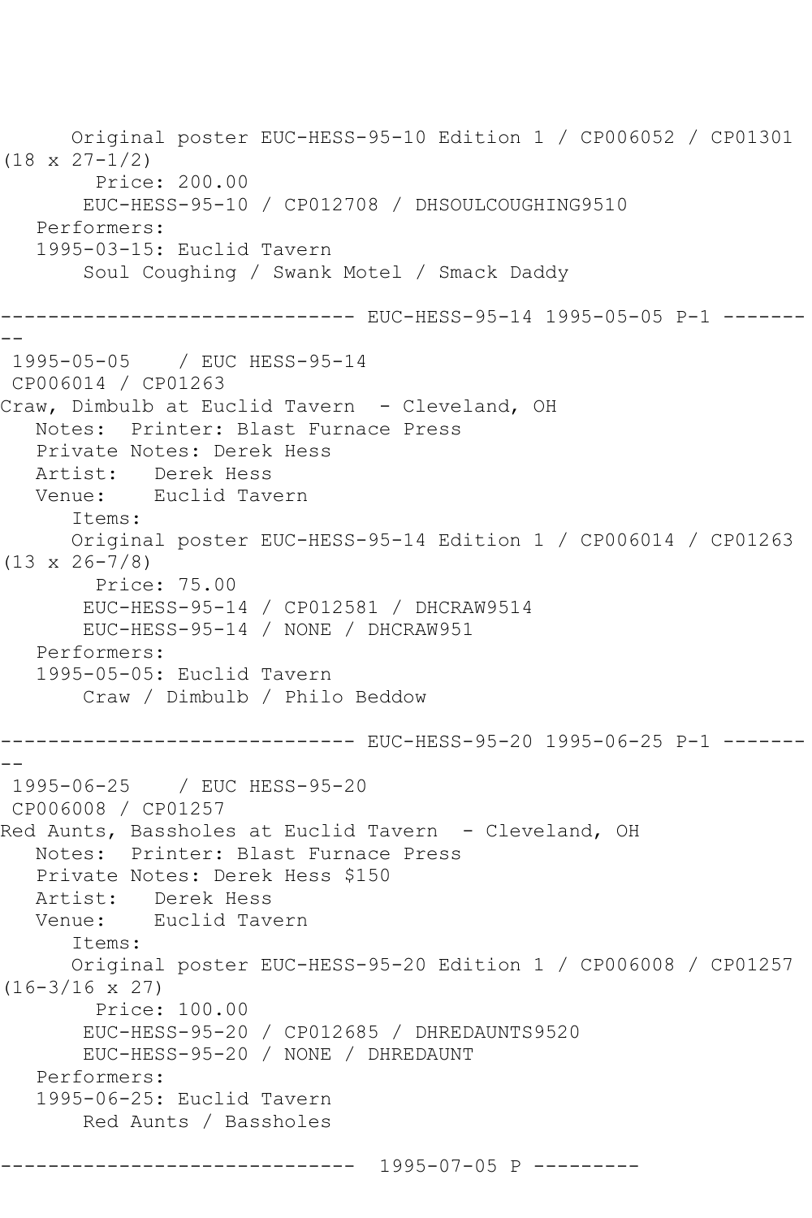```
      Original poster EUC-HESS-95-10 Edition 1 / CP006052 / CP01301
(18 x 27-1/2)
        Price: 200.00
       EUC-HESS-95-10 / CP012708 / DHSOULCOUGHING9510
   Performers:
   1995-03-15: Euclid Tavern
       Soul Coughing / Swank Motel / Smack Daddy

------------------------------ EUC-HESS-95-14 1995-05-05 P-1 -------
--
 1995-05-05    / EUC HESS-95-14
 CP006014 / CP01263
Craw, Dimbulb at Euclid Tavern  - Cleveland, OH
   Notes:  Printer: Blast Furnace Press
   Private Notes: Derek Hess
   Artist:   Derek Hess
   Venue:    Euclid Tavern
      Items:
      Original poster EUC-HESS-95-14 Edition 1 / CP006014 / CP01263
(13 x 26-7/8)
        Price: 75.00
       EUC-HESS-95-14 / CP012581 / DHCRAW9514
       EUC-HESS-95-14 / NONE / DHCRAW951
   Performers:
   1995-05-05: Euclid Tavern
       Craw / Dimbulb / Philo Beddow

------------------------------ EUC-HESS-95-20 1995-06-25 P-1 -------
--
 1995-06-25    / EUC HESS-95-20
 CP006008 / CP01257
Red Aunts, Bassholes at Euclid Tavern  - Cleveland, OH
   Notes:  Printer: Blast Furnace Press
   Private Notes: Derek Hess $150
   Artist:   Derek Hess
   Venue:    Euclid Tavern
      Items:
      Original poster EUC-HESS-95-20 Edition 1 / CP006008 / CP01257
(16-3/16 x 27)
        Price: 100.00
       EUC-HESS-95-20 / CP012685 / DHREDAUNTS9520
       EUC-HESS-95-20 / NONE / DHREDAUNT
   Performers:
   1995-06-25: Euclid Tavern
       Red Aunts / Bassholes

------------------------------  1995-07-05 P ---------
```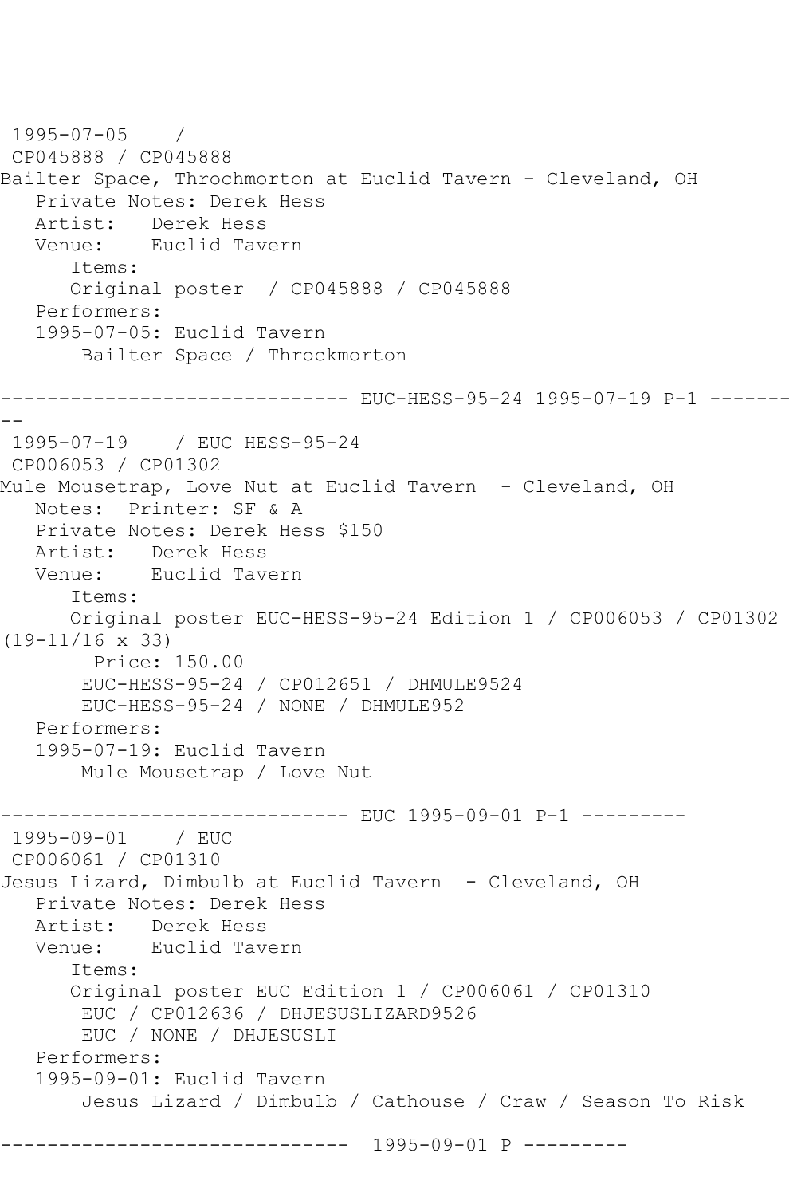```
 1995-07-05    /
 CP045888 / CP045888
Bailter Space, Throchmorton at Euclid Tavern - Cleveland, OH
   Private Notes: Derek Hess
   Artist:   Derek Hess
   Venue:    Euclid Tavern
      Items:
      Original poster  / CP045888 / CP045888
   Performers:
   1995-07-05: Euclid Tavern
       Bailter Space / Throckmorton

------------------------------ EUC-HESS-95-24 1995-07-19 P-1 -------
--
 1995-07-19    / EUC HESS-95-24
 CP006053 / CP01302
Mule Mousetrap, Love Nut at Euclid Tavern  - Cleveland, OH
   Notes:  Printer: SF & A
   Private Notes: Derek Hess $150
   Artist:   Derek Hess
   Venue:    Euclid Tavern
      Items:
      Original poster EUC-HESS-95-24 Edition 1 / CP006053 / CP01302
(19-11/16 x 33)
        Price: 150.00
       EUC-HESS-95-24 / CP012651 / DHMULE9524
       EUC-HESS-95-24 / NONE / DHMULE952
   Performers:
   1995-07-19: Euclid Tavern
       Mule Mousetrap / Love Nut

------------------------------ EUC 1995-09-01 P-1 ---------
 1995-09-01    / EUC
 CP006061 / CP01310
Jesus Lizard, Dimbulb at Euclid Tavern  - Cleveland, OH
   Private Notes: Derek Hess
   Artist:   Derek Hess
   Venue:    Euclid Tavern
      Items:
      Original poster EUC Edition 1 / CP006061 / CP01310
       EUC / CP012636 / DHJESUSLIZARD9526
       EUC / NONE / DHJESUSLI
   Performers:
   1995-09-01: Euclid Tavern
       Jesus Lizard / Dimbulb / Cathouse / Craw / Season To Risk

------------------------------  1995-09-01 P ---------
```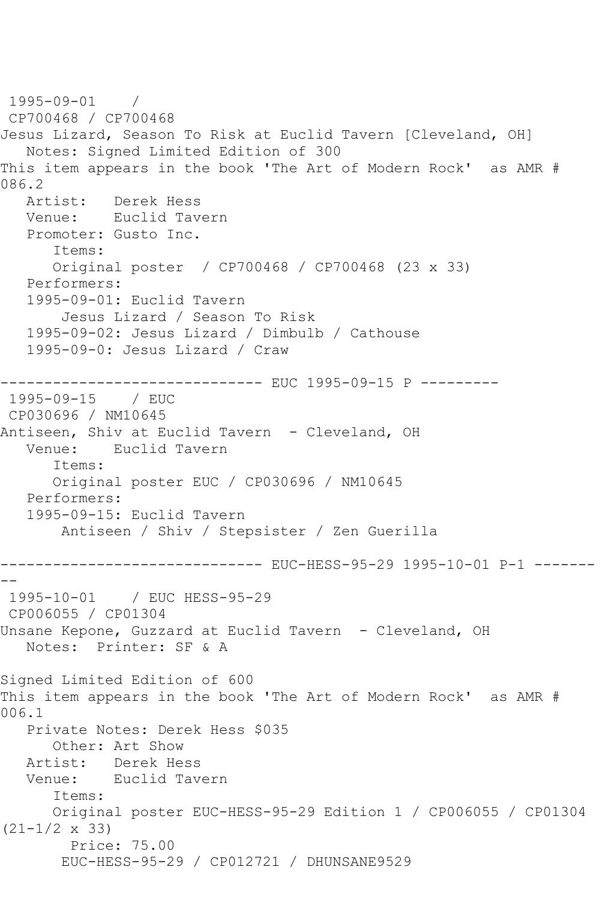1995-09-01 /
CP700468 / CP700468
Jesus Lizard, Season To Risk at Euclid Tavern [Cleveland, OH]
Notes: Signed Limited Edition of 300
This item appears in the book 'The Art of Modern Rock' as AMR # 086.2
Artist: Derek Hess
Venue: Euclid Tavern
Promoter: Gusto Inc.
Items:
Original poster / CP700468 / CP700468 (23 x 33)
Performers:
1995-09-01: Euclid Tavern
Jesus Lizard / Season To Risk
1995-09-02: Jesus Lizard / Dimbulb / Cathouse
1995-09-0: Jesus Lizard / Craw

------------------------------ EUC 1995-09-15 P ---------

1995-09-15 / EUC
CP030696 / NM10645
Antiseen, Shiv at Euclid Tavern - Cleveland, OH
Venue: Euclid Tavern
Items:
Original poster EUC / CP030696 / NM10645
Performers:
1995-09-15: Euclid Tavern
Antiseen / Shiv / Stepsister / Zen Guerilla

------------------------------ EUC-HESS-95-29 1995-10-01 P-1 ---------

1995-10-01 / EUC HESS-95-29
CP006055 / CP01304
Unsane Kepone, Guzzard at Euclid Tavern - Cleveland, OH
Notes: Printer: SF & A

Signed Limited Edition of 600
This item appears in the book 'The Art of Modern Rock' as AMR # 006.1
Private Notes: Derek Hess $035
Other: Art Show
Artist: Derek Hess
Venue: Euclid Tavern
Items:
Original poster EUC-HESS-95-29 Edition 1 / CP006055 / CP01304 (21-1/2 x 33)
Price: 75.00
EUC-HESS-95-29 / CP012721 / DHUNSANE9529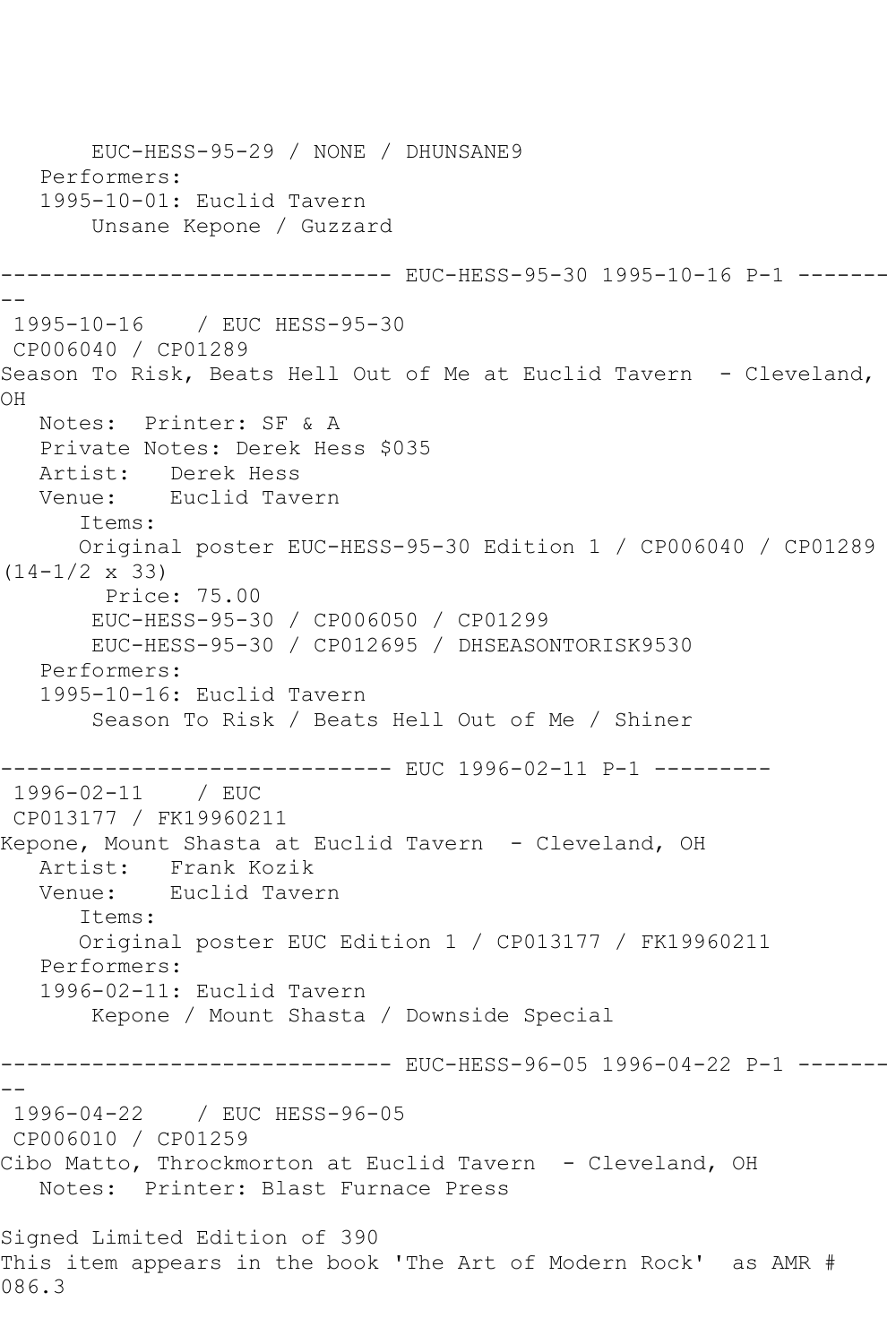EUC-HESS-95-29 / NONE / DHUNSANE9
   Performers:
   1995-10-01: Euclid Tavern
       Unsane Kepone / Guzzard

------------------------------ EUC-HESS-95-30 1995-10-16 P-1 ---------
 1995-10-16    / EUC HESS-95-30
 CP006040 / CP01289
Season To Risk, Beats Hell Out of Me at Euclid Tavern  - Cleveland, OH
   Notes:  Printer: SF & A
   Private Notes: Derek Hess $035
   Artist:   Derek Hess
   Venue:    Euclid Tavern
      Items:
      Original poster EUC-HESS-95-30 Edition 1 / CP006040 / CP01289 (14-1/2 x 33)
        Price: 75.00
       EUC-HESS-95-30 / CP006050 / CP01299
       EUC-HESS-95-30 / CP012695 / DHSEASONTORISK9530
   Performers:
   1995-10-16: Euclid Tavern
       Season To Risk / Beats Hell Out of Me / Shiner

------------------------------ EUC 1996-02-11 P-1 ---------
 1996-02-11    / EUC
 CP013177 / FK19960211
Kepone, Mount Shasta at Euclid Tavern  - Cleveland, OH
   Artist:   Frank Kozik
   Venue:    Euclid Tavern
      Items:
      Original poster EUC Edition 1 / CP013177 / FK19960211
   Performers:
   1996-02-11: Euclid Tavern
       Kepone / Mount Shasta / Downside Special

------------------------------ EUC-HESS-96-05 1996-04-22 P-1 ---------
 1996-04-22    / EUC HESS-96-05
 CP006010 / CP01259
Cibo Matto, Throckmorton at Euclid Tavern  - Cleveland, OH
   Notes:  Printer: Blast Furnace Press

Signed Limited Edition of 390
This item appears in the book 'The Art of Modern Rock'  as AMR # 086.3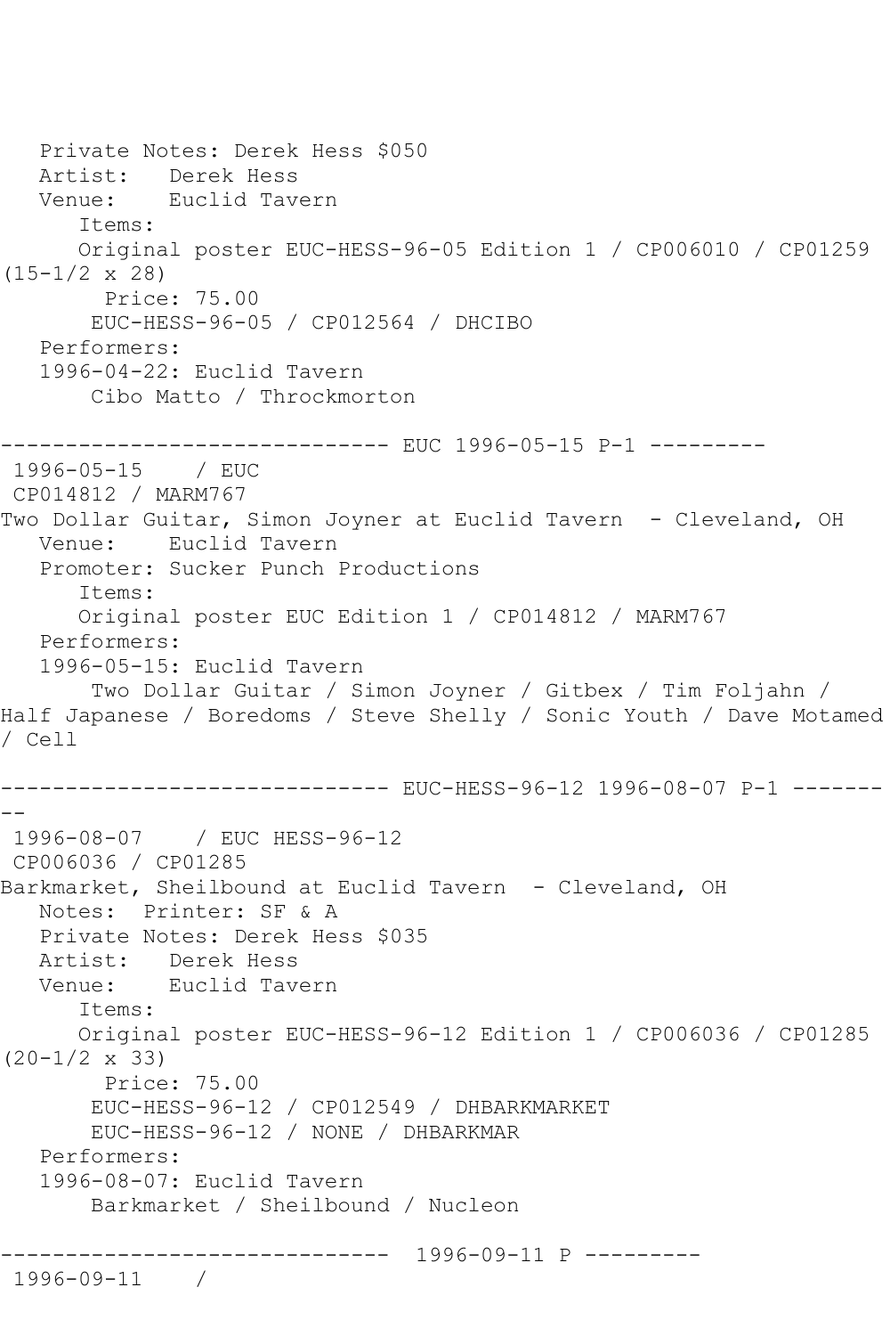Private Notes: Derek Hess $050
Artist: Derek Hess
Venue: Euclid Tavern
Items:
Original poster EUC-HESS-96-05 Edition 1 / CP006010 / CP01259 (15-1/2 x 28)
Price: 75.00
EUC-HESS-96-05 / CP012564 / DHCIBO
Performers:
1996-04-22: Euclid Tavern
Cibo Matto / Throckmorton

------------------------------ EUC 1996-05-15 P-1 ---------

1996-05-15 / EUC
CP014812 / MARM767
Two Dollar Guitar, Simon Joyner at Euclid Tavern - Cleveland, OH
Venue: Euclid Tavern
Promoter: Sucker Punch Productions
Items:
Original poster EUC Edition 1 / CP014812 / MARM767
Performers:
1996-05-15: Euclid Tavern
Two Dollar Guitar / Simon Joyner / Gitbex / Tim Foljahn / Half Japanese / Boredoms / Steve Shelly / Sonic Youth / Dave Motamed / Cell

------------------------------ EUC-HESS-96-12 1996-08-07 P-1 ---------

1996-08-07 / EUC HESS-96-12
CP006036 / CP01285
Barkmarket, Sheilbound at Euclid Tavern - Cleveland, OH
Notes: Printer: SF & A
Private Notes: Derek Hess $035
Artist: Derek Hess
Venue: Euclid Tavern
Items:
Original poster EUC-HESS-96-12 Edition 1 / CP006036 / CP01285 (20-1/2 x 33)
Price: 75.00
EUC-HESS-96-12 / CP012549 / DHBARKMARKET
EUC-HESS-96-12 / NONE / DHBARKMAR
Performers:
1996-08-07: Euclid Tavern
Barkmarket / Sheilbound / Nucleon

------------------------------ 1996-09-11 P ---------

1996-09-11 /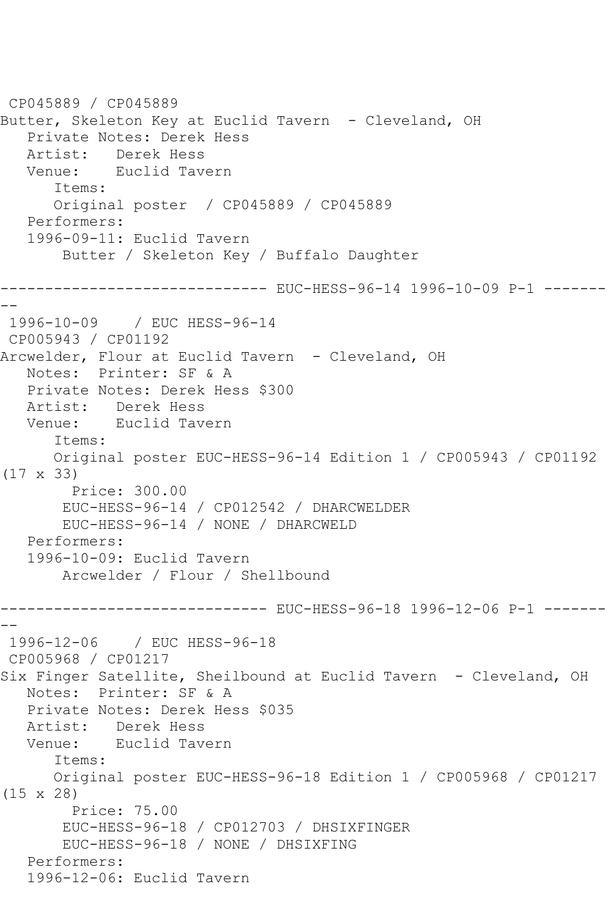CP045889 / CP045889
Butter, Skeleton Key at Euclid Tavern - Cleveland, OH
   Private Notes: Derek Hess
   Artist: Derek Hess
   Venue: Euclid Tavern
      Items:
      Original poster / CP045889 / CP045889
   Performers:
   1996-09-11: Euclid Tavern
       Butter / Skeleton Key / Buffalo Daughter

------------------------------ EUC-HESS-96-14 1996-10-09 P-1 ---------

1996-10-09 / EUC HESS-96-14
CP005943 / CP01192
Arcwelder, Flour at Euclid Tavern - Cleveland, OH
   Notes: Printer: SF & A
   Private Notes: Derek Hess $300
   Artist: Derek Hess
   Venue: Euclid Tavern
      Items:
      Original poster EUC-HESS-96-14 Edition 1 / CP005943 / CP01192 (17 x 33)
        Price: 300.00
       EUC-HESS-96-14 / CP012542 / DHARCWELDER
       EUC-HESS-96-14 / NONE / DHARCWELD
   Performers:
   1996-10-09: Euclid Tavern
       Arcwelder / Flour / Shellbound

------------------------------ EUC-HESS-96-18 1996-12-06 P-1 ---------

1996-12-06 / EUC HESS-96-18
CP005968 / CP01217
Six Finger Satellite, Sheilbound at Euclid Tavern - Cleveland, OH
   Notes: Printer: SF & A
   Private Notes: Derek Hess $035
   Artist: Derek Hess
   Venue: Euclid Tavern
      Items:
      Original poster EUC-HESS-96-18 Edition 1 / CP005968 / CP01217 (15 x 28)
        Price: 75.00
       EUC-HESS-96-18 / CP012703 / DHSIXFINGER
       EUC-HESS-96-18 / NONE / DHSIXFING
   Performers:
   1996-12-06: Euclid Tavern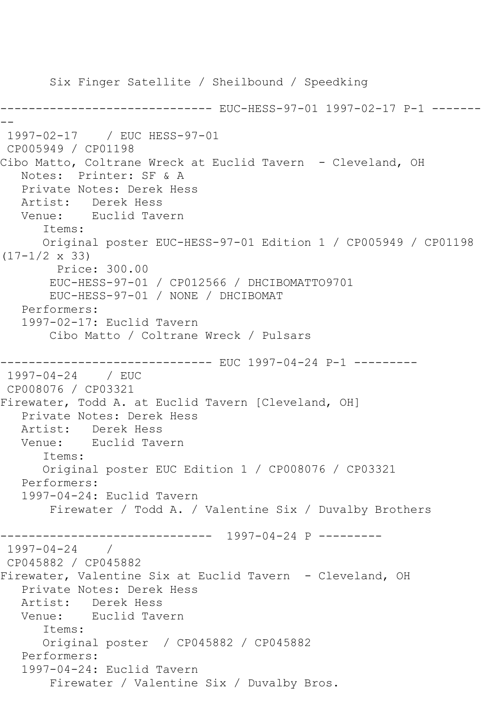Six Finger Satellite / Sheilbound / Speedking

------------------------------ EUC-HESS-97-01 1997-02-17 P-1 ---------
--

1997-02-17 / EUC HESS-97-01
CP005949 / CP01198
Cibo Matto, Coltrane Wreck at Euclid Tavern - Cleveland, OH
Notes: Printer: SF & A
Private Notes: Derek Hess
Artist: Derek Hess
Venue: Euclid Tavern
Items:
Original poster EUC-HESS-97-01 Edition 1 / CP005949 / CP01198 (17-1/2 x 33)
Price: 300.00
EUC-HESS-97-01 / CP012566 / DHCIBOMATTO9701
EUC-HESS-97-01 / NONE / DHCIBOMAT
Performers:
1997-02-17: Euclid Tavern
Cibo Matto / Coltrane Wreck / Pulsars

------------------------------ EUC 1997-04-24 P-1 ---------

1997-04-24 / EUC
CP008076 / CP03321
Firewater, Todd A. at Euclid Tavern [Cleveland, OH]
Private Notes: Derek Hess
Artist: Derek Hess
Venue: Euclid Tavern
Items:
Original poster EUC Edition 1 / CP008076 / CP03321
Performers:
1997-04-24: Euclid Tavern
Firewater / Todd A. / Valentine Six / Duvalby Brothers

------------------------------ 1997-04-24 P ---------

1997-04-24 /
CP045882 / CP045882
Firewater, Valentine Six at Euclid Tavern - Cleveland, OH
Private Notes: Derek Hess
Artist: Derek Hess
Venue: Euclid Tavern
Items:
Original poster / CP045882 / CP045882
Performers:
1997-04-24: Euclid Tavern
Firewater / Valentine Six / Duvalby Bros.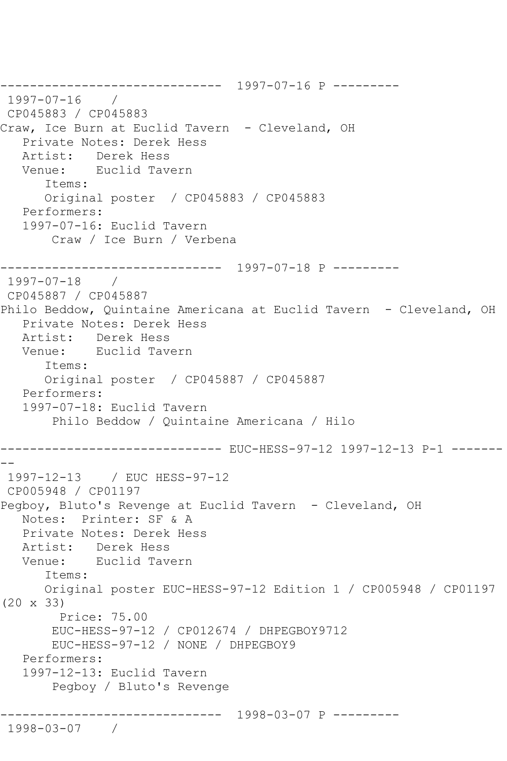------------------------------  1997-07-16 P ---------
 1997-07-16    /
 CP045883 / CP045883
Craw, Ice Burn at Euclid Tavern  - Cleveland, OH
   Private Notes: Derek Hess
   Artist:   Derek Hess
   Venue:    Euclid Tavern
      Items:
      Original poster  / CP045883 / CP045883
   Performers:
   1997-07-16: Euclid Tavern
       Craw / Ice Burn / Verbena

------------------------------  1997-07-18 P ---------
 1997-07-18    /
 CP045887 / CP045887
Philo Beddow, Quintaine Americana at Euclid Tavern  - Cleveland, OH
   Private Notes: Derek Hess
   Artist:   Derek Hess
   Venue:    Euclid Tavern
      Items:
      Original poster  / CP045887 / CP045887
   Performers:
   1997-07-18: Euclid Tavern
       Philo Beddow / Quintaine Americana / Hilo

------------------------------ EUC-HESS-97-12 1997-12-13 P-1 ---------
 1997-12-13    / EUC HESS-97-12
 CP005948 / CP01197
Pegboy, Bluto's Revenge at Euclid Tavern  - Cleveland, OH
   Notes:  Printer: SF & A
   Private Notes: Derek Hess
   Artist:   Derek Hess
   Venue:    Euclid Tavern
      Items:
      Original poster EUC-HESS-97-12 Edition 1 / CP005948 / CP01197 (20 x 33)
        Price: 75.00
       EUC-HESS-97-12 / CP012674 / DHPEGBOY9712
       EUC-HESS-97-12 / NONE / DHPEGBOY9
   Performers:
   1997-12-13: Euclid Tavern
       Pegboy / Bluto's Revenge

------------------------------  1998-03-07 P ---------
 1998-03-07    /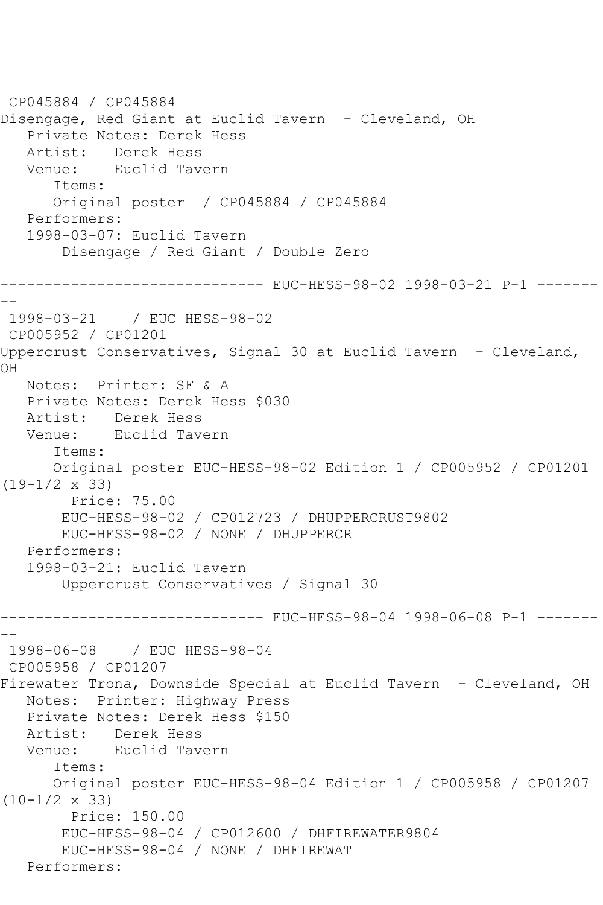CP045884 / CP045884
Disengage, Red Giant at Euclid Tavern - Cleveland, OH
   Private Notes: Derek Hess
   Artist: Derek Hess
   Venue: Euclid Tavern
      Items:
      Original poster / CP045884 / CP045884
   Performers:
   1998-03-07: Euclid Tavern
       Disengage / Red Giant / Double Zero

------------------------------ EUC-HESS-98-02 1998-03-21 P-1 ---------

1998-03-21 / EUC HESS-98-02
CP005952 / CP01201
Uppercrust Conservatives, Signal 30 at Euclid Tavern - Cleveland, OH
   Notes: Printer: SF & A
   Private Notes: Derek Hess $030
   Artist: Derek Hess
   Venue: Euclid Tavern
      Items:
      Original poster EUC-HESS-98-02 Edition 1 / CP005952 / CP01201 (19-1/2 x 33)
        Price: 75.00
       EUC-HESS-98-02 / CP012723 / DHUPPERCRUST9802
       EUC-HESS-98-02 / NONE / DHUPPERCR
   Performers:
   1998-03-21: Euclid Tavern
       Uppercrust Conservatives / Signal 30

------------------------------ EUC-HESS-98-04 1998-06-08 P-1 ---------

1998-06-08 / EUC HESS-98-04
CP005958 / CP01207
Firewater Trona, Downside Special at Euclid Tavern - Cleveland, OH
   Notes: Printer: Highway Press
   Private Notes: Derek Hess $150
   Artist: Derek Hess
   Venue: Euclid Tavern
      Items:
      Original poster EUC-HESS-98-04 Edition 1 / CP005958 / CP01207 (10-1/2 x 33)
        Price: 150.00
       EUC-HESS-98-04 / CP012600 / DHFIREWATER9804
       EUC-HESS-98-04 / NONE / DHFIREWAT
   Performers: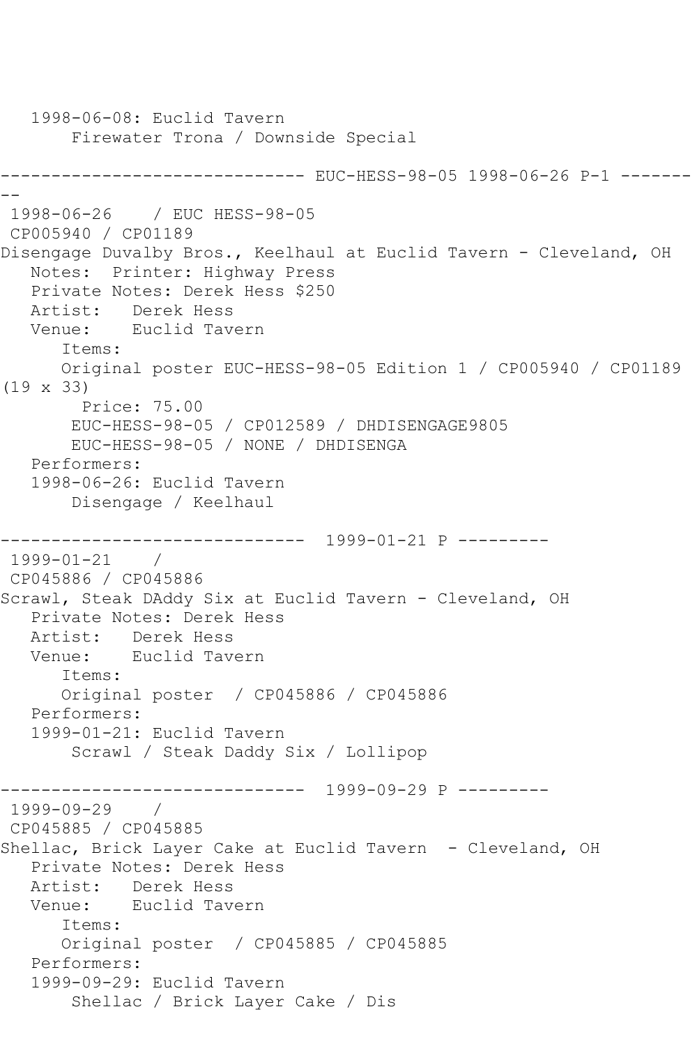```
   1998-06-08: Euclid Tavern
       Firewater Trona / Downside Special

------------------------------ EUC-HESS-98-05 1998-06-26 P-1 -------
--
 1998-06-26    / EUC HESS-98-05
 CP005940 / CP01189
Disengage Duvalby Bros., Keelhaul at Euclid Tavern - Cleveland, OH
   Notes:  Printer: Highway Press
   Private Notes: Derek Hess $250
   Artist:   Derek Hess
   Venue:    Euclid Tavern
      Items:
      Original poster EUC-HESS-98-05 Edition 1 / CP005940 / CP01189
(19 x 33)
        Price: 75.00
       EUC-HESS-98-05 / CP012589 / DHDISENGAGE9805
       EUC-HESS-98-05 / NONE / DHDISENGA
   Performers:
   1998-06-26: Euclid Tavern
       Disengage / Keelhaul

------------------------------  1999-01-21 P ---------
 1999-01-21    /
 CP045886 / CP045886
Scrawl, Steak DAddy Six at Euclid Tavern - Cleveland, OH
   Private Notes: Derek Hess
   Artist:   Derek Hess
   Venue:    Euclid Tavern
      Items:
      Original poster  / CP045886 / CP045886
   Performers:
   1999-01-21: Euclid Tavern
       Scrawl / Steak Daddy Six / Lollipop

------------------------------  1999-09-29 P ---------
 1999-09-29    /
 CP045885 / CP045885
Shellac, Brick Layer Cake at Euclid Tavern  - Cleveland, OH
   Private Notes: Derek Hess
   Artist:   Derek Hess
   Venue:    Euclid Tavern
      Items:
      Original poster  / CP045885 / CP045885
   Performers:
   1999-09-29: Euclid Tavern
       Shellac / Brick Layer Cake / Dis
```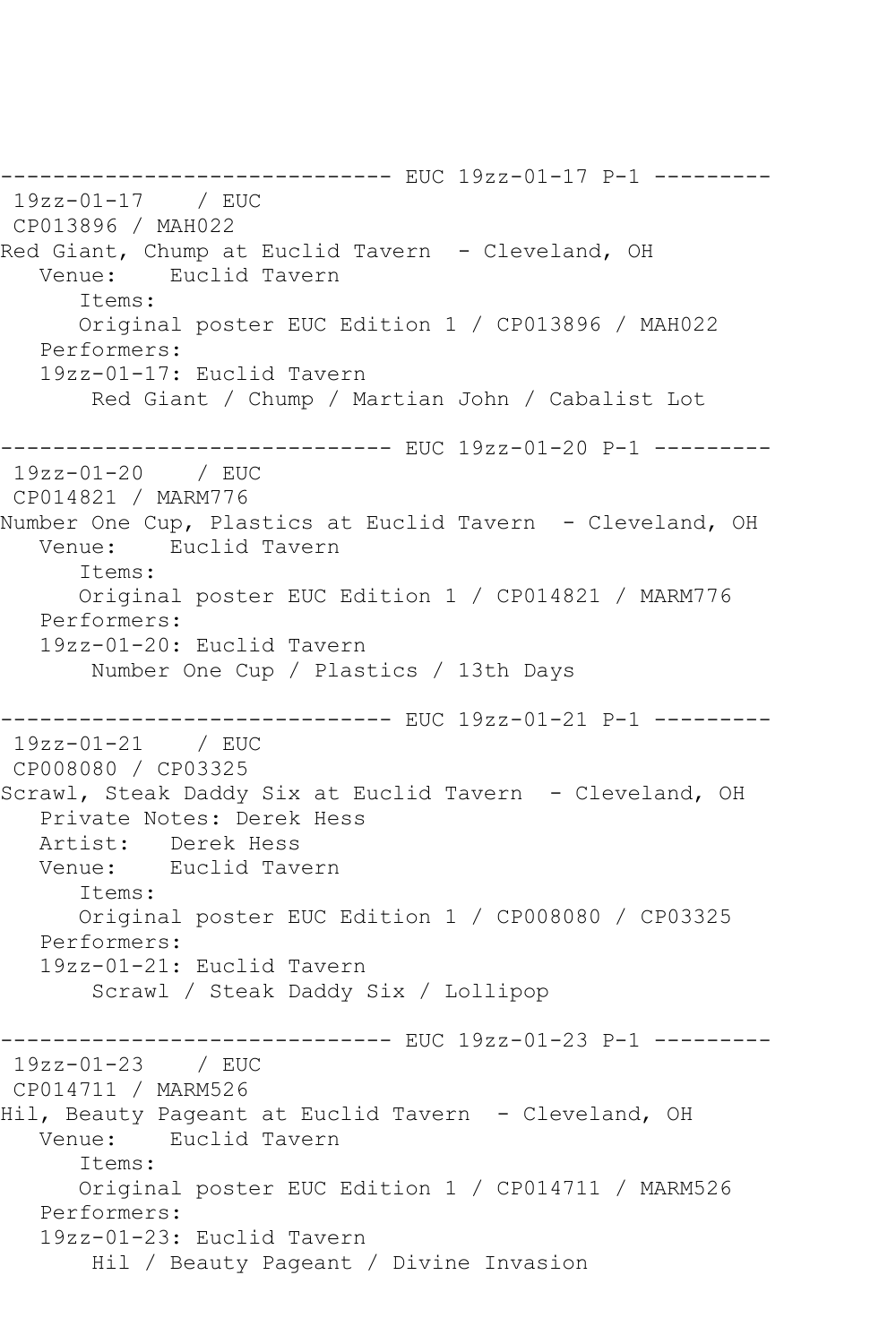```
------------------------------ EUC 19zz-01-17 P-1 ---------
 19zz-01-17    / EUC
 CP013896 / MAH022
Red Giant, Chump at Euclid Tavern  - Cleveland, OH
   Venue:    Euclid Tavern
      Items:
      Original poster EUC Edition 1 / CP013896 / MAH022
   Performers:
   19zz-01-17: Euclid Tavern
       Red Giant / Chump / Martian John / Cabalist Lot

------------------------------ EUC 19zz-01-20 P-1 ---------
 19zz-01-20    / EUC
 CP014821 / MARM776
Number One Cup, Plastics at Euclid Tavern  - Cleveland, OH
   Venue:    Euclid Tavern
      Items:
      Original poster EUC Edition 1 / CP014821 / MARM776
   Performers:
   19zz-01-20: Euclid Tavern
       Number One Cup / Plastics / 13th Days

------------------------------ EUC 19zz-01-21 P-1 ---------
 19zz-01-21    / EUC
 CP008080 / CP03325
Scrawl, Steak Daddy Six at Euclid Tavern  - Cleveland, OH
   Private Notes: Derek Hess
   Artist:   Derek Hess
   Venue:    Euclid Tavern
      Items:
      Original poster EUC Edition 1 / CP008080 / CP03325
   Performers:
   19zz-01-21: Euclid Tavern
       Scrawl / Steak Daddy Six / Lollipop

------------------------------ EUC 19zz-01-23 P-1 ---------
 19zz-01-23    / EUC
 CP014711 / MARM526
Hil, Beauty Pageant at Euclid Tavern  - Cleveland, OH
   Venue:    Euclid Tavern
      Items:
      Original poster EUC Edition 1 / CP014711 / MARM526
   Performers:
   19zz-01-23: Euclid Tavern
       Hil / Beauty Pageant / Divine Invasion
```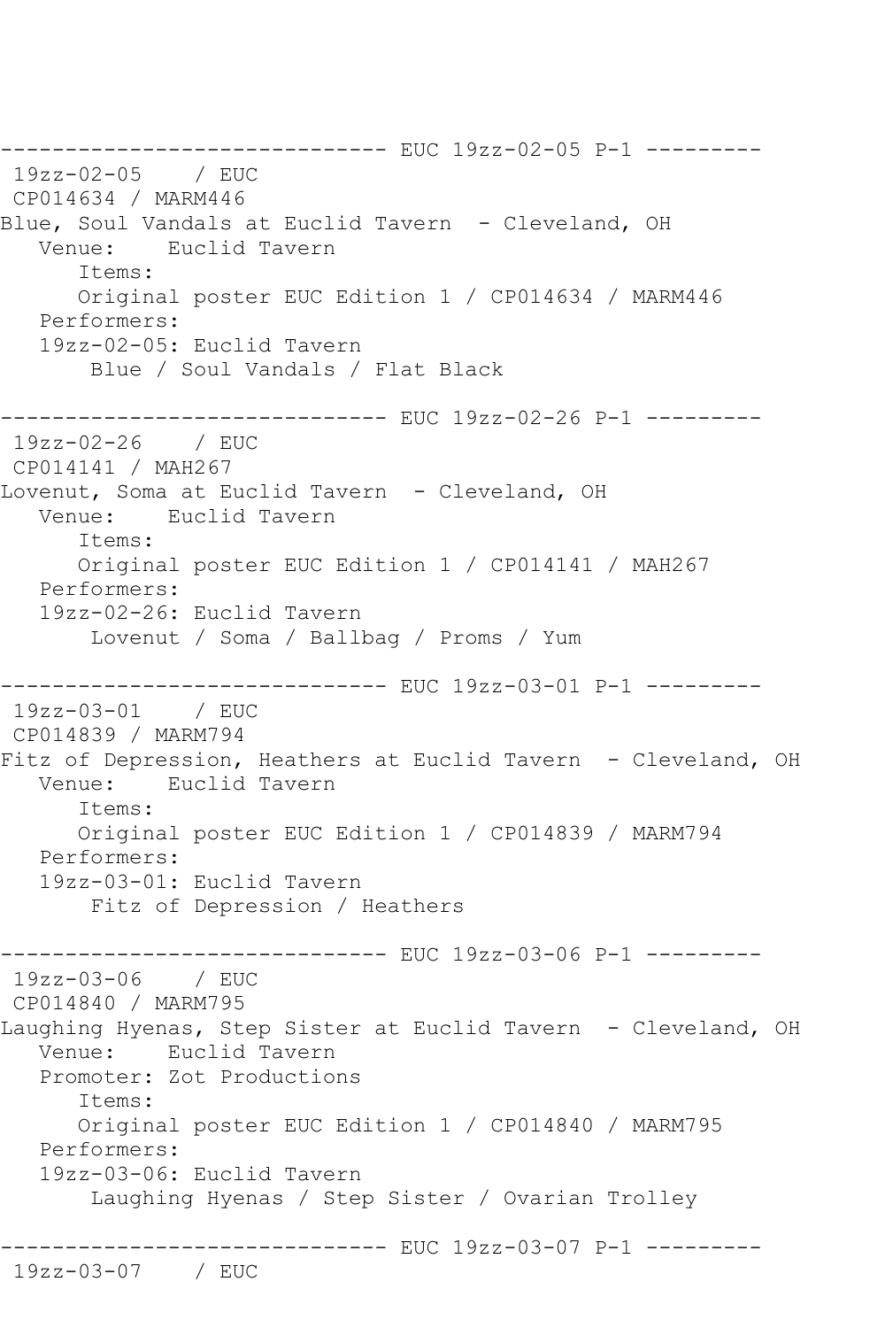------------------------------ EUC 19zz-02-05 P-1 ---------

19zz-02-05 / EUC
CP014634 / MARM446
Blue, Soul Vandals at Euclid Tavern - Cleveland, OH
Venue: Euclid Tavern
Items:
Original poster EUC Edition 1 / CP014634 / MARM446
Performers:
19zz-02-05: Euclid Tavern
Blue / Soul Vandals / Flat Black

------------------------------ EUC 19zz-02-26 P-1 ---------

19zz-02-26 / EUC
CP014141 / MAH267
Lovenut, Soma at Euclid Tavern - Cleveland, OH
Venue: Euclid Tavern
Items:
Original poster EUC Edition 1 / CP014141 / MAH267
Performers:
19zz-02-26: Euclid Tavern
Lovenut / Soma / Ballbag / Proms / Yum

------------------------------ EUC 19zz-03-01 P-1 ---------

19zz-03-01 / EUC
CP014839 / MARM794
Fitz of Depression, Heathers at Euclid Tavern - Cleveland, OH
Venue: Euclid Tavern
Items:
Original poster EUC Edition 1 / CP014839 / MARM794
Performers:
19zz-03-01: Euclid Tavern
Fitz of Depression / Heathers

------------------------------ EUC 19zz-03-06 P-1 ---------

19zz-03-06 / EUC
CP014840 / MARM795
Laughing Hyenas, Step Sister at Euclid Tavern - Cleveland, OH
Venue: Euclid Tavern
Promoter: Zot Productions
Items:
Original poster EUC Edition 1 / CP014840 / MARM795
Performers:
19zz-03-06: Euclid Tavern
Laughing Hyenas / Step Sister / Ovarian Trolley

------------------------------ EUC 19zz-03-07 P-1 ---------

19zz-03-07 / EUC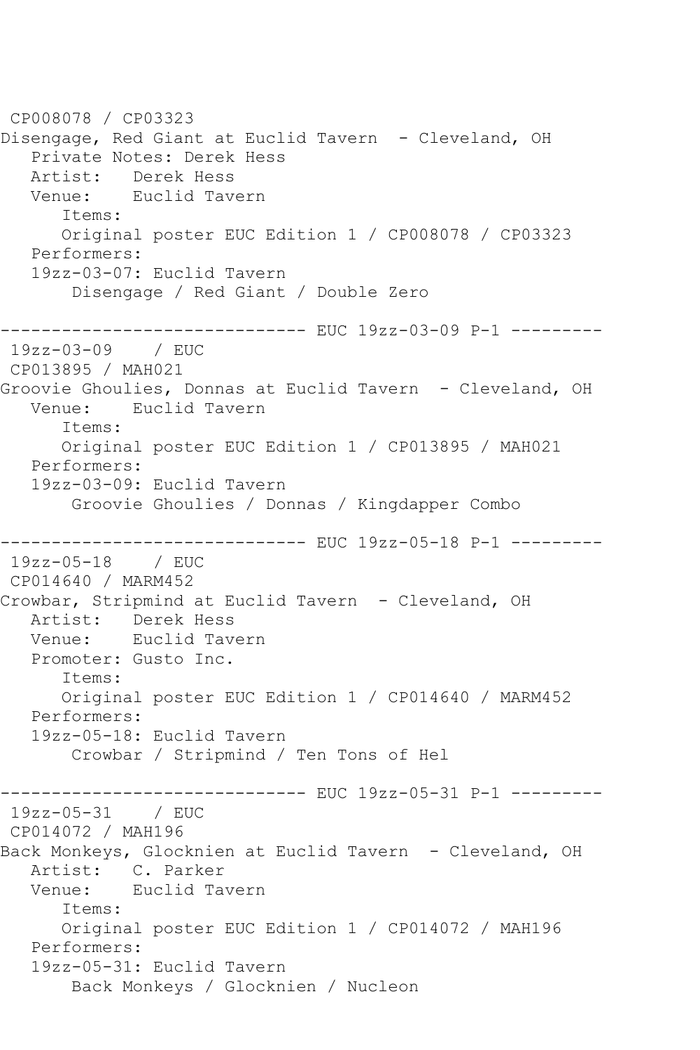CP008078 / CP03323
Disengage, Red Giant at Euclid Tavern  - Cleveland, OH
   Private Notes: Derek Hess
   Artist:   Derek Hess
   Venue:    Euclid Tavern
      Items:
      Original poster EUC Edition 1 / CP008078 / CP03323
   Performers:
   19zz-03-07: Euclid Tavern
       Disengage / Red Giant / Double Zero

------------------------------ EUC 19zz-03-09 P-1 ---------
 19zz-03-09    / EUC
 CP013895 / MAH021
Groovie Ghoulies, Donnas at Euclid Tavern  - Cleveland, OH
   Venue:    Euclid Tavern
      Items:
      Original poster EUC Edition 1 / CP013895 / MAH021
   Performers:
   19zz-03-09: Euclid Tavern
       Groovie Ghoulies / Donnas / Kingdapper Combo

------------------------------ EUC 19zz-05-18 P-1 ---------
 19zz-05-18    / EUC
 CP014640 / MARM452
Crowbar, Stripmind at Euclid Tavern  - Cleveland, OH
   Artist:   Derek Hess
   Venue:    Euclid Tavern
   Promoter: Gusto Inc.
      Items:
      Original poster EUC Edition 1 / CP014640 / MARM452
   Performers:
   19zz-05-18: Euclid Tavern
       Crowbar / Stripmind / Ten Tons of Hel

------------------------------ EUC 19zz-05-31 P-1 ---------
 19zz-05-31    / EUC
 CP014072 / MAH196
Back Monkeys, Glocknien at Euclid Tavern  - Cleveland, OH
   Artist:   C. Parker
   Venue:    Euclid Tavern
      Items:
      Original poster EUC Edition 1 / CP014072 / MAH196
   Performers:
   19zz-05-31: Euclid Tavern
       Back Monkeys / Glocknien / Nucleon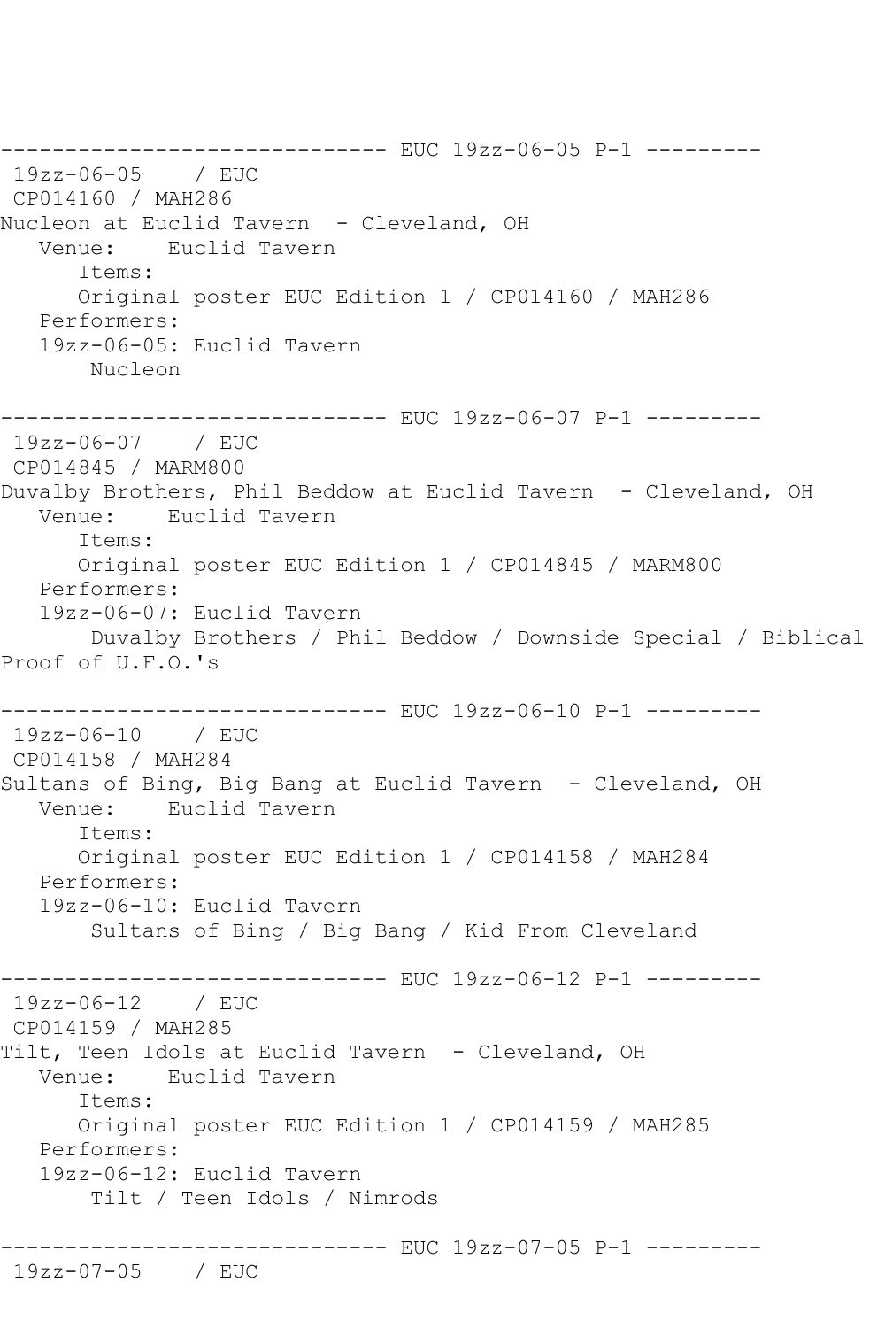------------------------------ EUC 19zz-06-05 P-1 ---------

19zz-06-05 / EUC

CP014160 / MAH286

Nucleon at Euclid Tavern - Cleveland, OH

Venue: Euclid Tavern

Items:

Original poster EUC Edition 1 / CP014160 / MAH286

Performers:

19zz-06-05: Euclid Tavern

Nucleon

------------------------------ EUC 19zz-06-07 P-1 ---------

19zz-06-07 / EUC

CP014845 / MARM800

Duvalby Brothers, Phil Beddow at Euclid Tavern - Cleveland, OH

Venue: Euclid Tavern

Items:

Original poster EUC Edition 1 / CP014845 / MARM800

Performers:

19zz-06-07: Euclid Tavern

Duvalby Brothers / Phil Beddow / Downside Special / Biblical Proof of U.F.O.'s

------------------------------ EUC 19zz-06-10 P-1 ---------

19zz-06-10 / EUC

CP014158 / MAH284

Sultans of Bing, Big Bang at Euclid Tavern - Cleveland, OH

Venue: Euclid Tavern

Items:

Original poster EUC Edition 1 / CP014158 / MAH284

Performers:

19zz-06-10: Euclid Tavern

Sultans of Bing / Big Bang / Kid From Cleveland

------------------------------ EUC 19zz-06-12 P-1 ---------

19zz-06-12 / EUC

CP014159 / MAH285

Tilt, Teen Idols at Euclid Tavern - Cleveland, OH

Venue: Euclid Tavern

Items:

Original poster EUC Edition 1 / CP014159 / MAH285

Performers:

19zz-06-12: Euclid Tavern

Tilt / Teen Idols / Nimrods

------------------------------ EUC 19zz-07-05 P-1 ---------

19zz-07-05 / EUC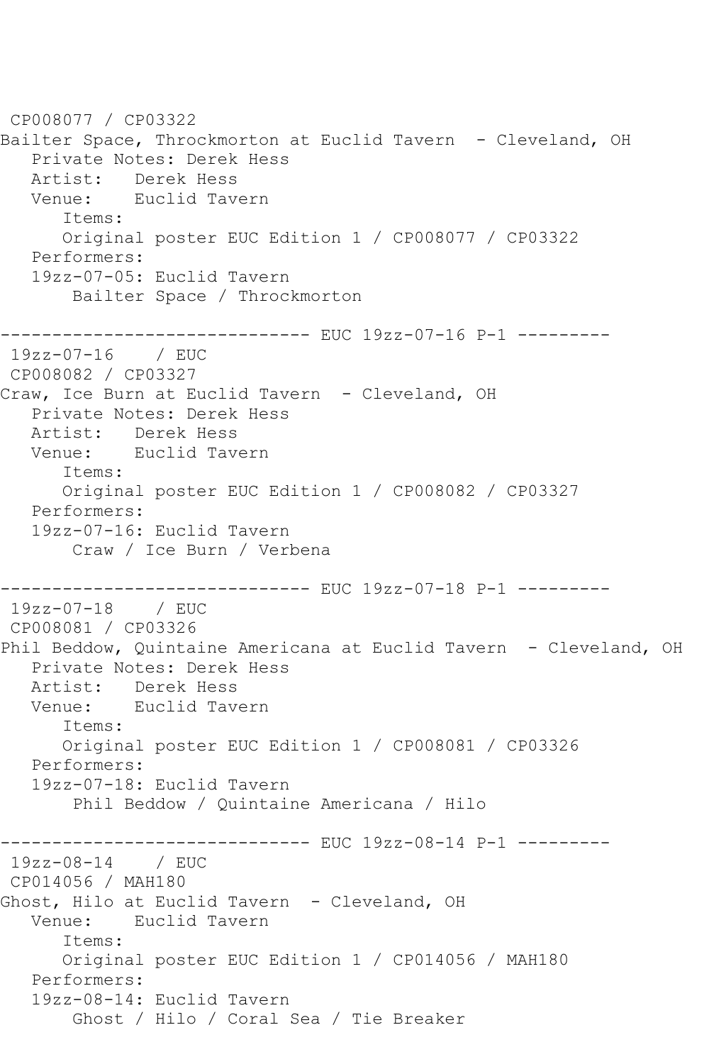CP008077 / CP03322
Bailter Space, Throckmorton at Euclid Tavern - Cleveland, OH
   Private Notes: Derek Hess
   Artist:   Derek Hess
   Venue:    Euclid Tavern
      Items:
      Original poster EUC Edition 1 / CP008077 / CP03322
   Performers:
   19zz-07-05: Euclid Tavern
       Bailter Space / Throckmorton

------------------------------ EUC 19zz-07-16 P-1 ---------
 19zz-07-16    / EUC
 CP008082 / CP03327
Craw, Ice Burn at Euclid Tavern - Cleveland, OH
   Private Notes: Derek Hess
   Artist:   Derek Hess
   Venue:    Euclid Tavern
      Items:
      Original poster EUC Edition 1 / CP008082 / CP03327
   Performers:
   19zz-07-16: Euclid Tavern
       Craw / Ice Burn / Verbena

------------------------------ EUC 19zz-07-18 P-1 ---------
 19zz-07-18    / EUC
 CP008081 / CP03326
Phil Beddow, Quintaine Americana at Euclid Tavern - Cleveland, OH
   Private Notes: Derek Hess
   Artist:   Derek Hess
   Venue:    Euclid Tavern
      Items:
      Original poster EUC Edition 1 / CP008081 / CP03326
   Performers:
   19zz-07-18: Euclid Tavern
       Phil Beddow / Quintaine Americana / Hilo

------------------------------ EUC 19zz-08-14 P-1 ---------
 19zz-08-14    / EUC
 CP014056 / MAH180
Ghost, Hilo at Euclid Tavern - Cleveland, OH
   Venue:    Euclid Tavern
      Items:
      Original poster EUC Edition 1 / CP014056 / MAH180
   Performers:
   19zz-08-14: Euclid Tavern
       Ghost / Hilo / Coral Sea / Tie Breaker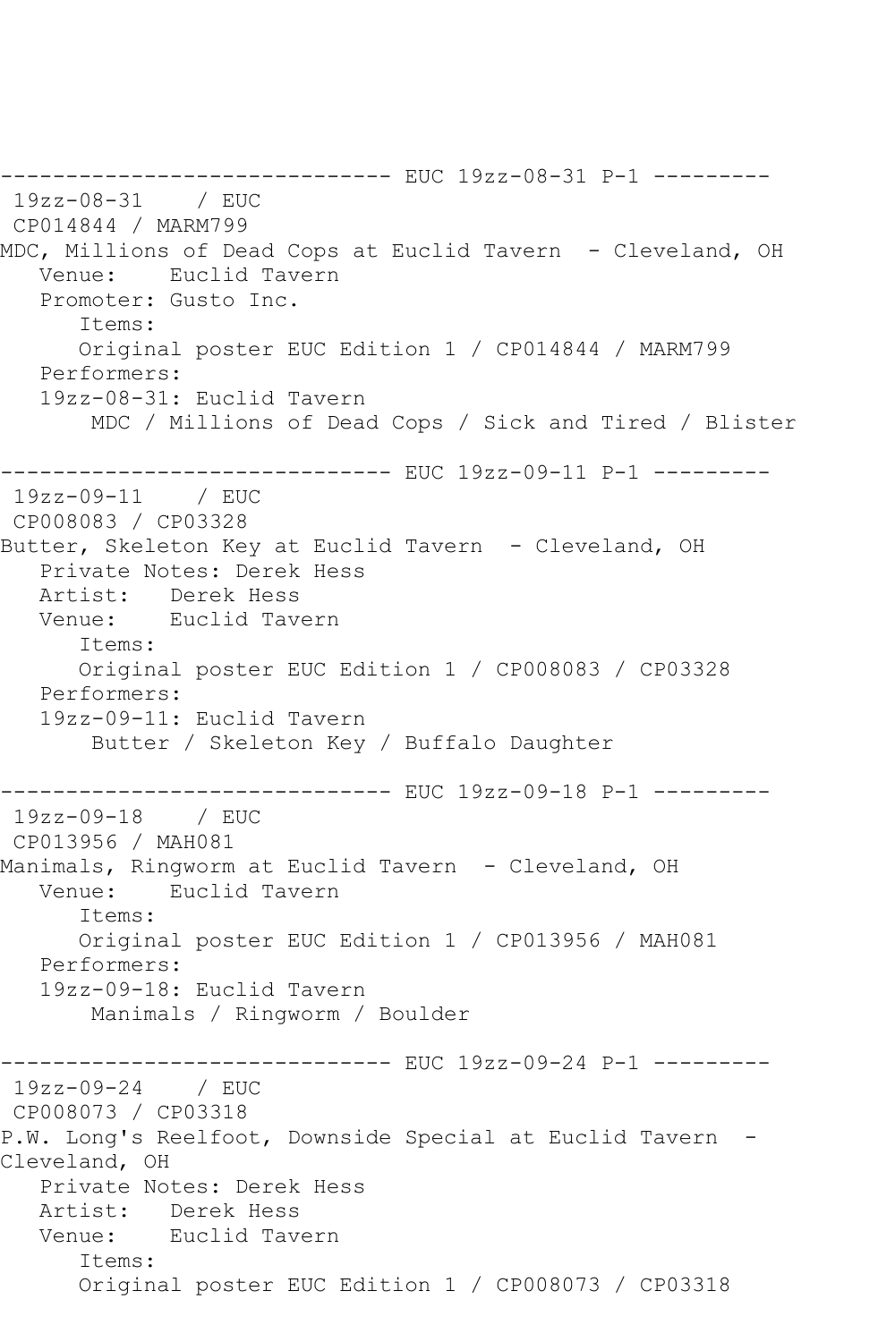------------------------------ EUC 19zz-08-31 P-1 ---------
19zz-08-31 / EUC
CP014844 / MARM799
MDC, Millions of Dead Cops at Euclid Tavern - Cleveland, OH
Venue: Euclid Tavern
Promoter: Gusto Inc.
Items:
Original poster EUC Edition 1 / CP014844 / MARM799
Performers:
19zz-08-31: Euclid Tavern
MDC / Millions of Dead Cops / Sick and Tired / Blister

------------------------------ EUC 19zz-09-11 P-1 ---------
19zz-09-11 / EUC
CP008083 / CP03328
Butter, Skeleton Key at Euclid Tavern - Cleveland, OH
Private Notes: Derek Hess
Artist: Derek Hess
Venue: Euclid Tavern
Items:
Original poster EUC Edition 1 / CP008083 / CP03328
Performers:
19zz-09-11: Euclid Tavern
Butter / Skeleton Key / Buffalo Daughter

------------------------------ EUC 19zz-09-18 P-1 ---------
19zz-09-18 / EUC
CP013956 / MAH081
Manimals, Ringworm at Euclid Tavern - Cleveland, OH
Venue: Euclid Tavern
Items:
Original poster EUC Edition 1 / CP013956 / MAH081
Performers:
19zz-09-18: Euclid Tavern
Manimals / Ringworm / Boulder

------------------------------ EUC 19zz-09-24 P-1 ---------
19zz-09-24 / EUC
CP008073 / CP03318
P.W. Long's Reelfoot, Downside Special at Euclid Tavern - Cleveland, OH
Private Notes: Derek Hess
Artist: Derek Hess
Venue: Euclid Tavern
Items:
Original poster EUC Edition 1 / CP008073 / CP03318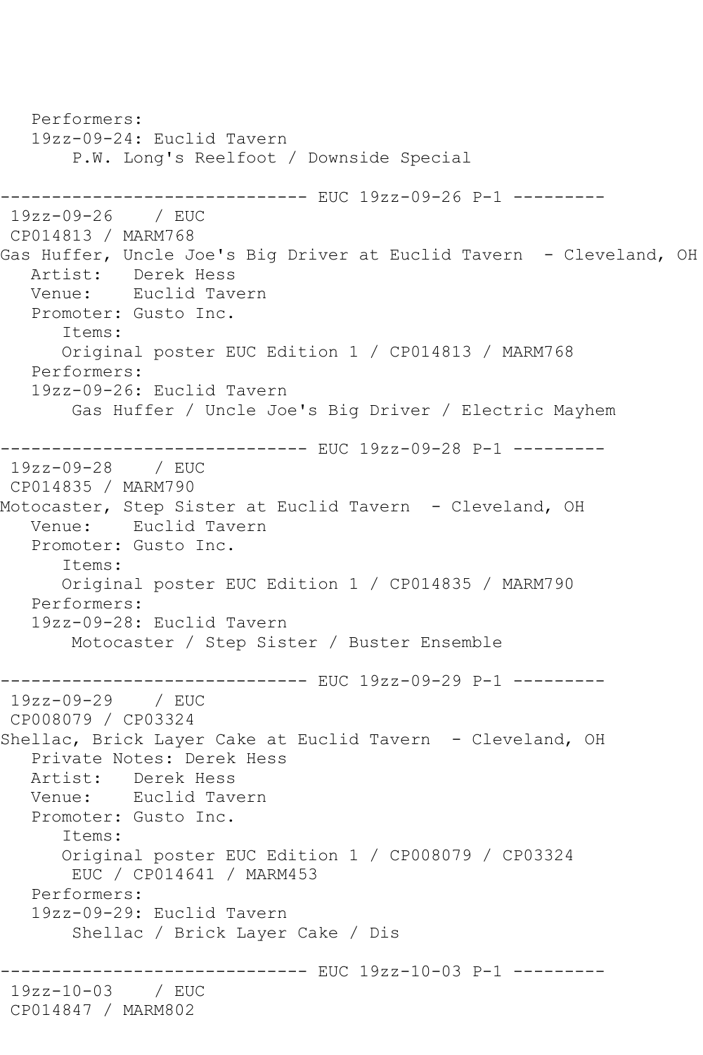```
   Performers:
   19zz-09-24: Euclid Tavern
       P.W. Long's Reelfoot / Downside Special

------------------------------ EUC 19zz-09-26 P-1 ---------
 19zz-09-26    / EUC
 CP014813 / MARM768
Gas Huffer, Uncle Joe's Big Driver at Euclid Tavern  - Cleveland, OH
   Artist:   Derek Hess
   Venue:    Euclid Tavern
   Promoter: Gusto Inc.
      Items:
      Original poster EUC Edition 1 / CP014813 / MARM768
   Performers:
   19zz-09-26: Euclid Tavern
       Gas Huffer / Uncle Joe's Big Driver / Electric Mayhem

------------------------------ EUC 19zz-09-28 P-1 ---------
 19zz-09-28    / EUC
 CP014835 / MARM790
Motocaster, Step Sister at Euclid Tavern  - Cleveland, OH
   Venue:    Euclid Tavern
   Promoter: Gusto Inc.
      Items:
      Original poster EUC Edition 1 / CP014835 / MARM790
   Performers:
   19zz-09-28: Euclid Tavern
       Motocaster / Step Sister / Buster Ensemble

------------------------------ EUC 19zz-09-29 P-1 ---------
 19zz-09-29    / EUC
 CP008079 / CP03324
Shellac, Brick Layer Cake at Euclid Tavern  - Cleveland, OH
   Private Notes: Derek Hess
   Artist:   Derek Hess
   Venue:    Euclid Tavern
   Promoter: Gusto Inc.
      Items:
      Original poster EUC Edition 1 / CP008079 / CP03324
       EUC / CP014641 / MARM453
   Performers:
   19zz-09-29: Euclid Tavern
       Shellac / Brick Layer Cake / Dis

------------------------------ EUC 19zz-10-03 P-1 ---------
 19zz-10-03    / EUC
 CP014847 / MARM802
```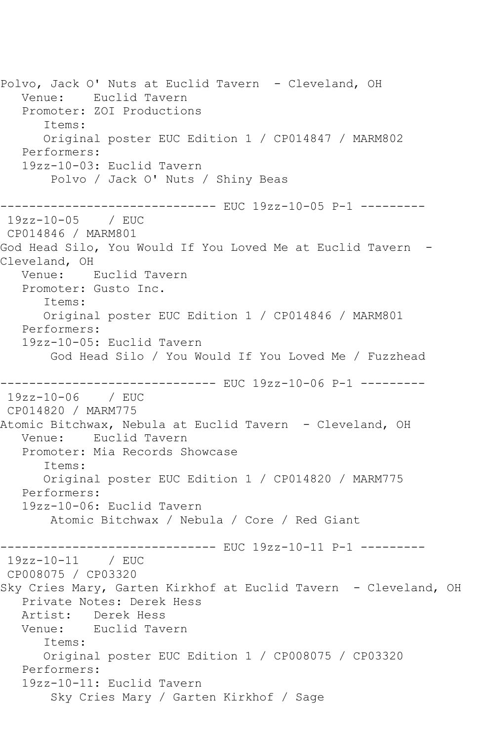Polvo, Jack O' Nuts at Euclid Tavern - Cleveland, OH
   Venue: Euclid Tavern
   Promoter: ZOI Productions
      Items:
      Original poster EUC Edition 1 / CP014847 / MARM802
   Performers:
   19zz-10-03: Euclid Tavern
       Polvo / Jack O' Nuts / Shiny Beas

------------------------------ EUC 19zz-10-05 P-1 ---------
 19zz-10-05 / EUC
 CP014846 / MARM801
God Head Silo, You Would If You Loved Me at Euclid Tavern - Cleveland, OH
   Venue: Euclid Tavern
   Promoter: Gusto Inc.
      Items:
      Original poster EUC Edition 1 / CP014846 / MARM801
   Performers:
   19zz-10-05: Euclid Tavern
       God Head Silo / You Would If You Loved Me / Fuzzhead

------------------------------ EUC 19zz-10-06 P-1 ---------
 19zz-10-06 / EUC
 CP014820 / MARM775
Atomic Bitchwax, Nebula at Euclid Tavern - Cleveland, OH
   Venue: Euclid Tavern
   Promoter: Mia Records Showcase
      Items:
      Original poster EUC Edition 1 / CP014820 / MARM775
   Performers:
   19zz-10-06: Euclid Tavern
       Atomic Bitchwax / Nebula / Core / Red Giant

------------------------------ EUC 19zz-10-11 P-1 ---------
 19zz-10-11 / EUC
 CP008075 / CP03320
Sky Cries Mary, Garten Kirkhof at Euclid Tavern - Cleveland, OH
   Private Notes: Derek Hess
   Artist: Derek Hess
   Venue: Euclid Tavern
      Items:
      Original poster EUC Edition 1 / CP008075 / CP03320
   Performers:
   19zz-10-11: Euclid Tavern
       Sky Cries Mary / Garten Kirkhof / Sage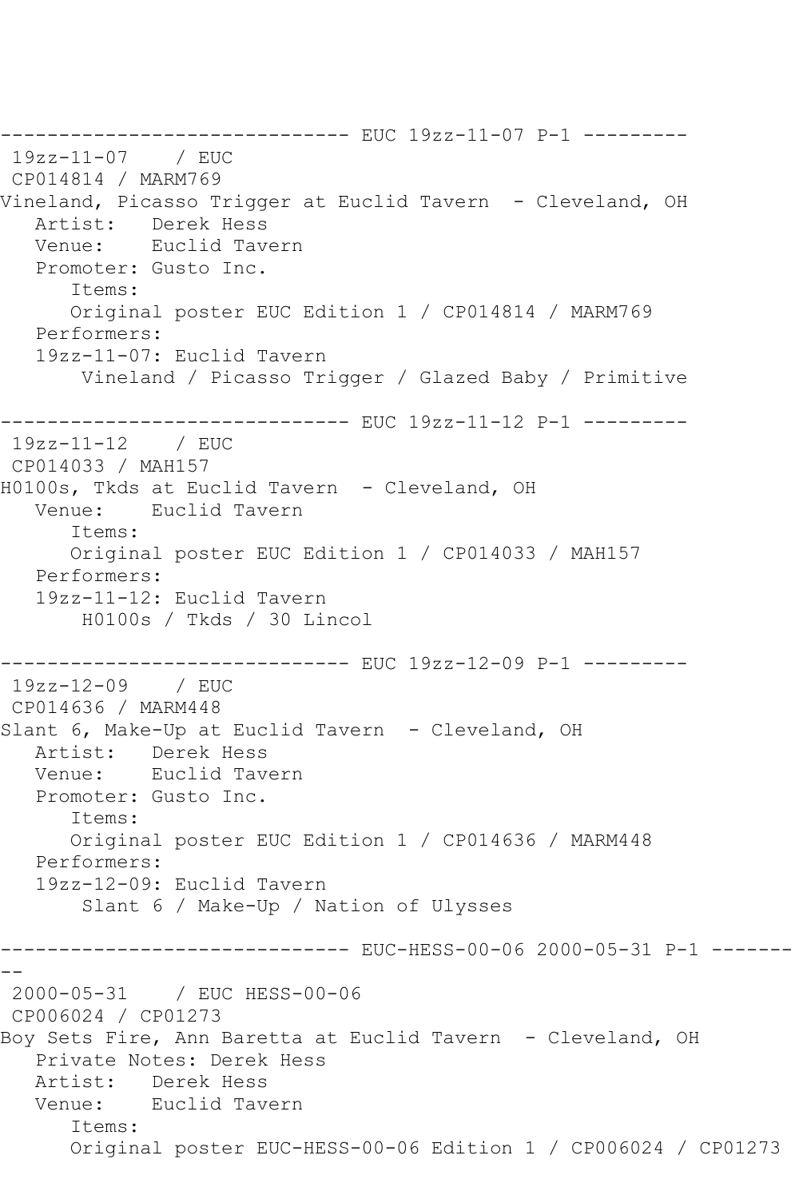```
------------------------------ EUC 19zz-11-07 P-1 ---------
 19zz-11-07    / EUC
 CP014814 / MARM769
Vineland, Picasso Trigger at Euclid Tavern  - Cleveland, OH
   Artist:   Derek Hess
   Venue:    Euclid Tavern
   Promoter: Gusto Inc.
      Items:
      Original poster EUC Edition 1 / CP014814 / MARM769
   Performers:
   19zz-11-07: Euclid Tavern
       Vineland / Picasso Trigger / Glazed Baby / Primitive

------------------------------ EUC 19zz-11-12 P-1 ---------
 19zz-11-12    / EUC
 CP014033 / MAH157
H0100s, Tkds at Euclid Tavern  - Cleveland, OH
   Venue:    Euclid Tavern
      Items:
      Original poster EUC Edition 1 / CP014033 / MAH157
   Performers:
   19zz-11-12: Euclid Tavern
       H0100s / Tkds / 30 Lincol

------------------------------ EUC 19zz-12-09 P-1 ---------
 19zz-12-09    / EUC
 CP014636 / MARM448
Slant 6, Make-Up at Euclid Tavern  - Cleveland, OH
   Artist:   Derek Hess
   Venue:    Euclid Tavern
   Promoter: Gusto Inc.
      Items:
      Original poster EUC Edition 1 / CP014636 / MARM448
   Performers:
   19zz-12-09: Euclid Tavern
       Slant 6 / Make-Up / Nation of Ulysses

------------------------------ EUC-HESS-00-06 2000-05-31 P-1 -------
--
 2000-05-31    / EUC HESS-00-06
 CP006024 / CP01273
Boy Sets Fire, Ann Baretta at Euclid Tavern  - Cleveland, OH
   Private Notes: Derek Hess
   Artist:   Derek Hess
   Venue:    Euclid Tavern
      Items:
      Original poster EUC-HESS-00-06 Edition 1 / CP006024 / CP01273
```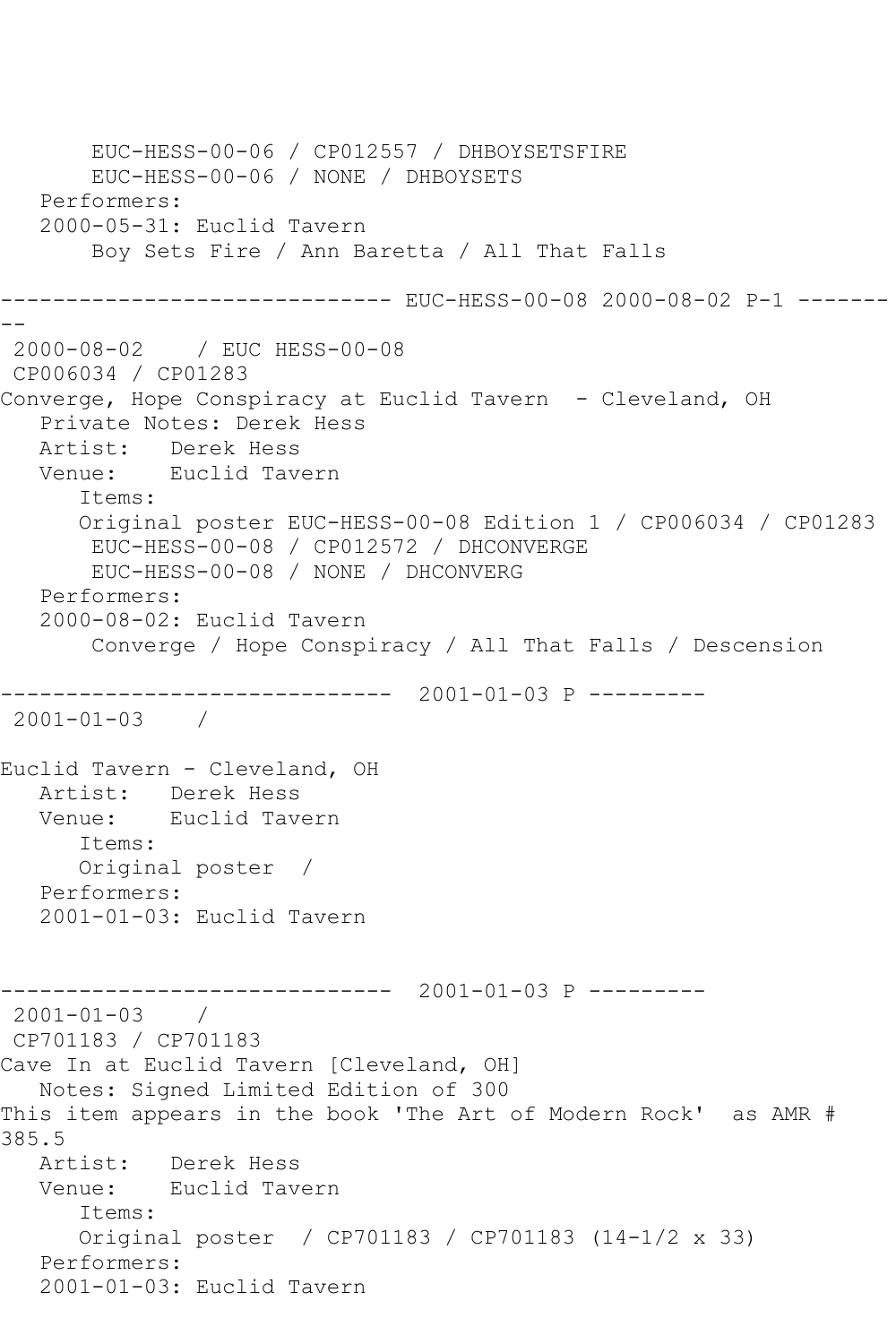```
       EUC-HESS-00-06 / CP012557 / DHBOYSETSFIRE
       EUC-HESS-00-06 / NONE / DHBOYSETS
   Performers:
   2000-05-31: Euclid Tavern
       Boy Sets Fire / Ann Baretta / All That Falls

------------------------------ EUC-HESS-00-08 2000-08-02 P-1 -------
--
 2000-08-02    / EUC HESS-00-08
 CP006034 / CP01283
Converge, Hope Conspiracy at Euclid Tavern  - Cleveland, OH
   Private Notes: Derek Hess
   Artist:   Derek Hess
   Venue:    Euclid Tavern
      Items:
      Original poster EUC-HESS-00-08 Edition 1 / CP006034 / CP01283
       EUC-HESS-00-08 / CP012572 / DHCONVERGE
       EUC-HESS-00-08 / NONE / DHCONVERG
   Performers:
   2000-08-02: Euclid Tavern
       Converge / Hope Conspiracy / All That Falls / Descension

------------------------------  2001-01-03 P ---------
 2001-01-03    /

Euclid Tavern - Cleveland, OH
   Artist:   Derek Hess
   Venue:    Euclid Tavern
      Items:
      Original poster  /
   Performers:
   2001-01-03: Euclid Tavern


------------------------------  2001-01-03 P ---------
 2001-01-03    /
 CP701183 / CP701183
Cave In at Euclid Tavern [Cleveland, OH]
   Notes: Signed Limited Edition of 300
This item appears in the book 'The Art of Modern Rock'  as AMR #
385.5
   Artist:   Derek Hess
   Venue:    Euclid Tavern
      Items:
      Original poster  / CP701183 / CP701183 (14-1/2 x 33)
   Performers:
   2001-01-03: Euclid Tavern
```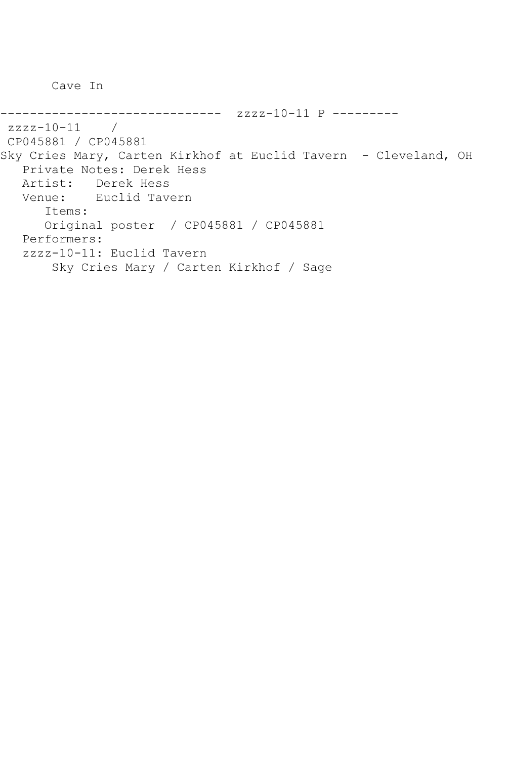Cave In

------------------------------ zzzz-10-11 P ---------

zzzz-10-11 /
CP045881 / CP045881

Sky Cries Mary, Carten Kirkhof at Euclid Tavern - Cleveland, OH

Private Notes: Derek Hess
Artist: Derek Hess
Venue: Euclid Tavern
Items:
Original poster / CP045881 / CP045881
Performers:
zzzz-10-11: Euclid Tavern
Sky Cries Mary / Carten Kirkhof / Sage